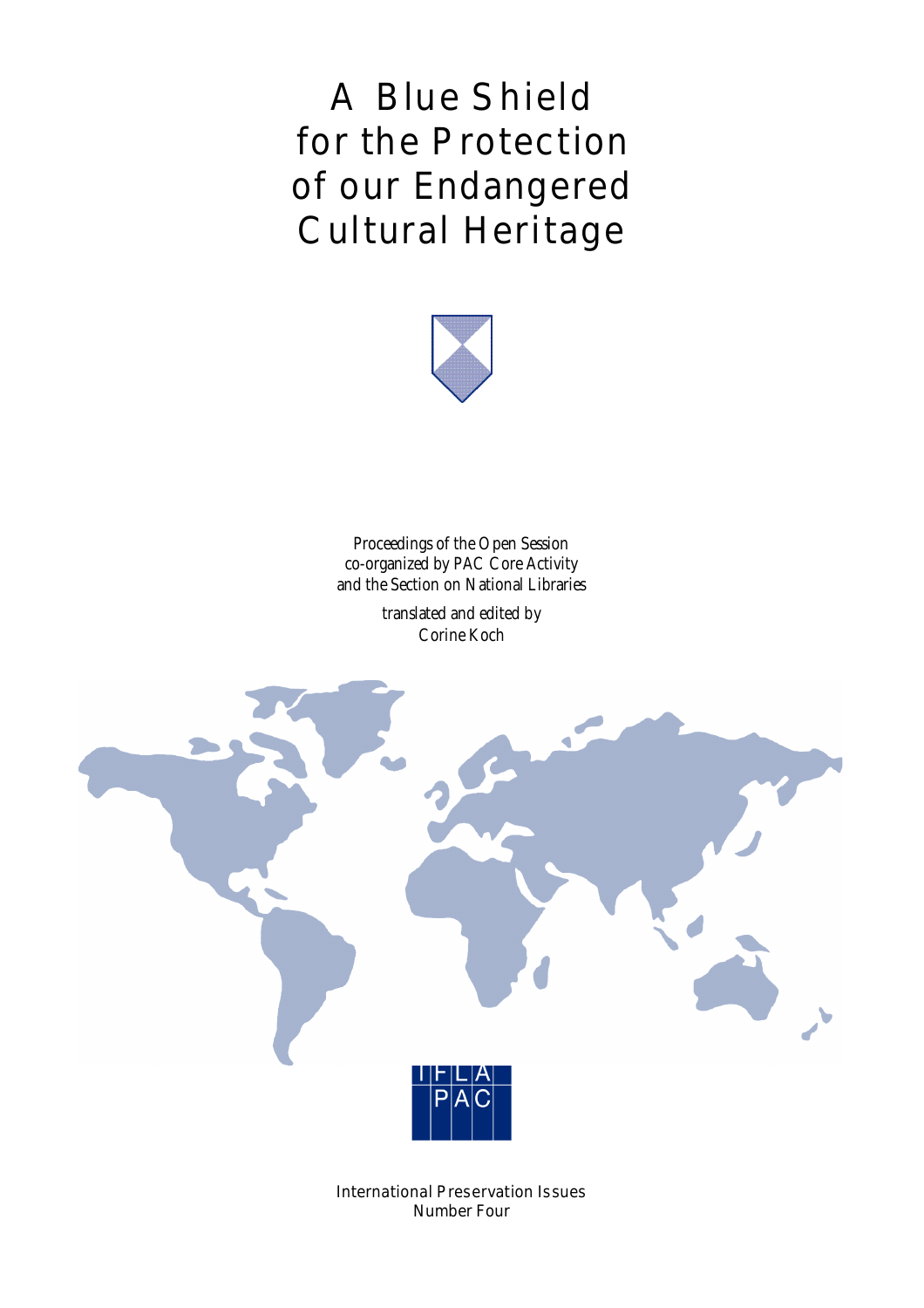# A Blue Shield for the Protection of our Endangered Cultural Heritage

Proceedings of the Open Session
co-organized by PAC Core Activity
and the Section on National Libraries

translated and edited by
Corine Koch

IFLA
PAC

International Preservation Issues
Number Four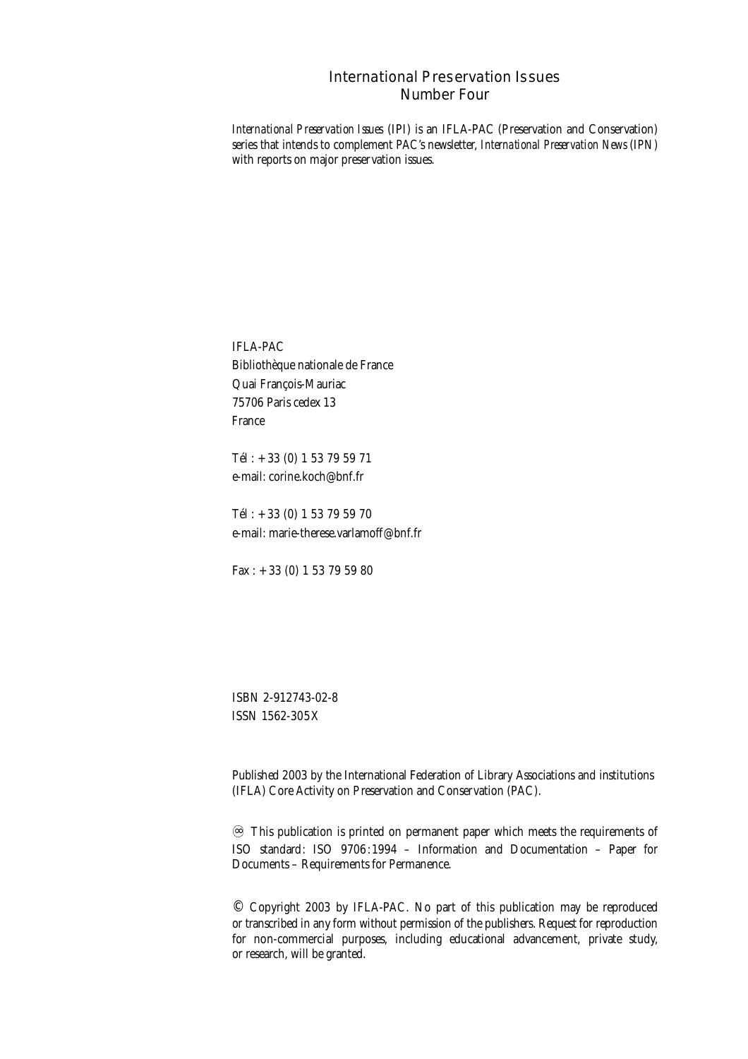# International Preservation Issues
## Number Four

*International Preservation Issues* (IPI) is an IFLA-PAC (Preservation and Conservation) series that intends to complement PAC's newsletter, *International Preservation News* (IPN) with reports on major preservation issues.

IFLA-PAC
Bibliothèque nationale de France
Quai François-Mauriac
75706 Paris cedex 13
France

Tél : + 33 (0) 1 53 79 59 71
e-mail: corine.koch@bnf.fr

Tél : + 33 (0) 1 53 79 59 70
e-mail: marie-therese.varlamoff@bnf.fr

Fax : + 33 (0) 1 53 79 59 80

ISBN 2-912743-02-8
ISSN 1562-305X

Published 2003 by the International Federation of Library Associations and institutions (IFLA) Core Activity on Preservation and Conservation (PAC).

♾ This publication is printed on permanent paper which meets the requirements of ISO standard: ISO 9706:1994 – Information and Documentation – Paper for Documents – Requirements for Permanence.

© Copyright 2003 by IFLA-PAC. No part of this publication may be reproduced or transcribed in any form without permission of the publishers. Request for reproduction for non-commercial purposes, including educational advancement, private study, or research, will be granted.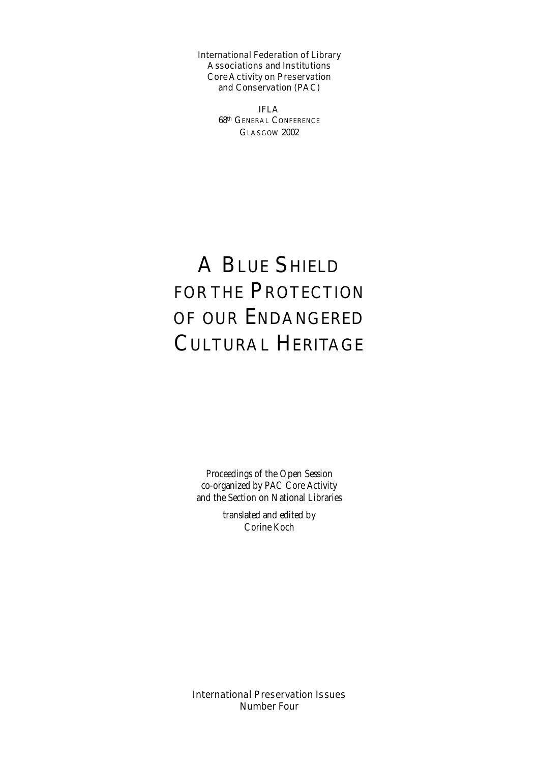International Federation of Library Associations and Institutions
Core Activity on Preservation and Conservation (PAC)

IFLA
68th General Conference
Glasgow 2002

# A Blue Shield for the Protection of our Endangered Cultural Heritage

*Proceedings of the Open Session co-organized by PAC Core Activity and the Section on National Libraries*

*translated and edited by Corine Koch*

International Preservation Issues
Number Four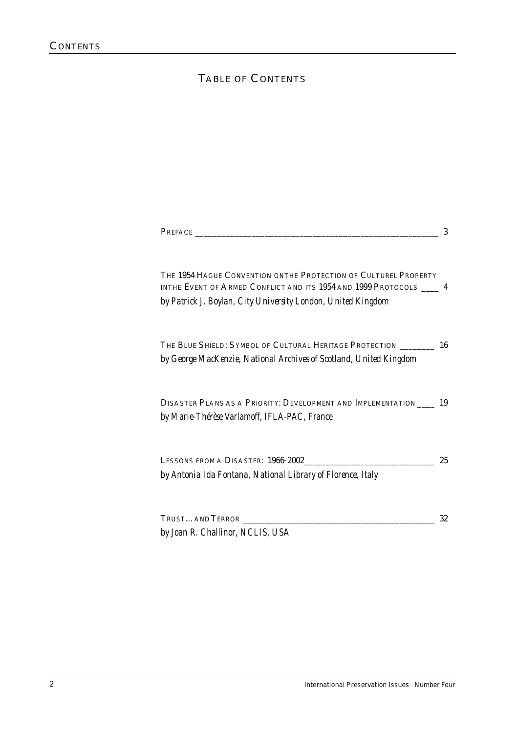# Table of Contents

Preface ______________________________________________________ 3

The 1954 Hague Convention onthe Protection of Culturel Property inthe Event of Armed Conflict and its 1954 and 1999 Protocols ____ 4
*by Patrick J. Boylan, City University London, United Kingdom*

The Blue Shield: Symbol of Cultural Heritage Protection ________ 16
*by George MacKenzie, National Archives of Scotland, United Kingdom*

Disaster Plans as a Priority: Development and Implementation ____ 19
*by Marie-Thérèse Varlamoff, IFLA-PAC, France*

Lessons from a Disaster: 1966-2002______________________________ 25
*by Antonia Ida Fontana, National Library of Florence, Italy*

Trust… and Terror ____________________________________________ 32
*by Joan R. Challinor, NCLIS, USA*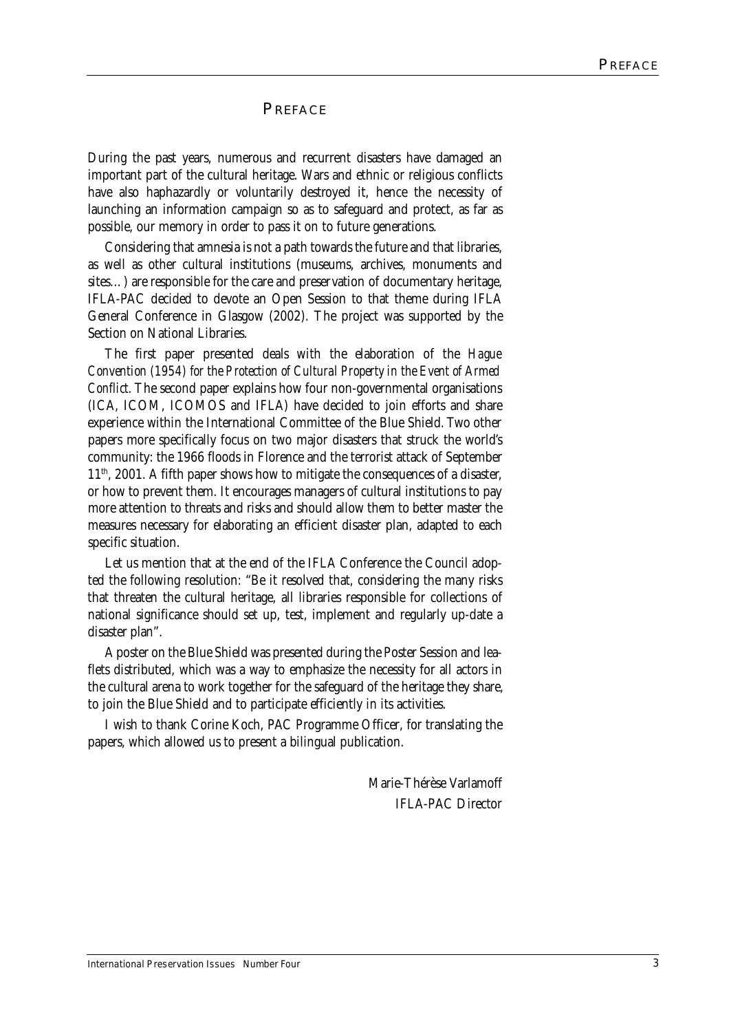# PREFACE

During the past years, numerous and recurrent disasters have damaged an important part of the cultural heritage. Wars and ethnic or religious conflicts have also haphazardly or voluntarily destroyed it, hence the necessity of launching an information campaign so as to safeguard and protect, as far as possible, our memory in order to pass it on to future generations.

Considering that amnesia is not a path towards the future and that libraries, as well as other cultural institutions (museums, archives, monuments and sites…) are responsible for the care and preservation of documentary heritage, IFLA-PAC decided to devote an Open Session to that theme during IFLA General Conference in Glasgow (2002). The project was supported by the Section on National Libraries.

The first paper presented deals with the elaboration of the *Hague Convention (1954) for the Protection of Cultural Property in the Event of Armed Conflict*. The second paper explains how four non-governmental organisations (ICA, ICOM, ICOMOS and IFLA) have decided to join efforts and share experience within the International Committee of the Blue Shield. Two other papers more specifically focus on two major disasters that struck the world's community: the 1966 floods in Florence and the terrorist attack of September 11th, 2001. A fifth paper shows how to mitigate the consequences of a disaster, or how to prevent them. It encourages managers of cultural institutions to pay more attention to threats and risks and should allow them to better master the measures necessary for elaborating an efficient disaster plan, adapted to each specific situation.

Let us mention that at the end of the IFLA Conference the Council adopted the following resolution: "Be it resolved that, considering the many risks that threaten the cultural heritage, all libraries responsible for collections of national significance should set up, test, implement and regularly up-date a disaster plan".

A poster on the Blue Shield was presented during the Poster Session and leaflets distributed, which was a way to emphasize the necessity for all actors in the cultural arena to work together for the safeguard of the heritage they share, to join the Blue Shield and to participate efficiently in its activities.

I wish to thank Corine Koch, PAC Programme Officer, for translating the papers, which allowed us to present a bilingual publication.

Marie-Thérèse Varlamoff
IFLA-PAC Director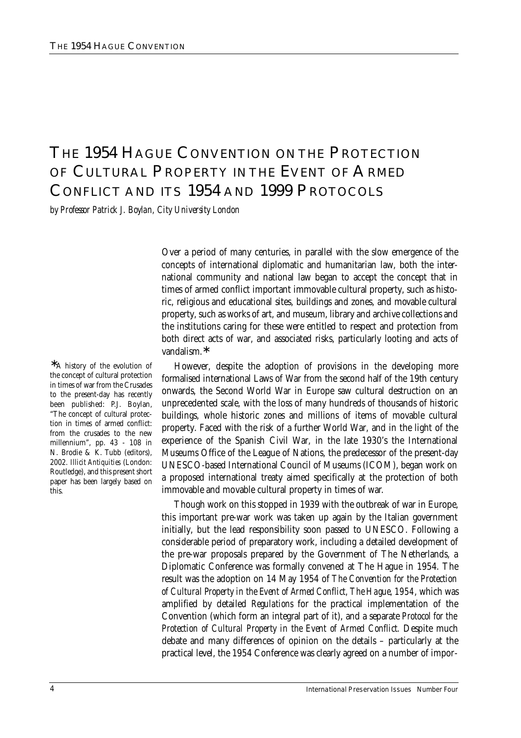# THE 1954 HAGUE CONVENTION ON THE PROTECTION OF CULTURAL PROPERTY IN THE EVENT OF ARMED CONFLICT AND ITS 1954 AND 1999 PROTOCOLS

*by Professor Patrick J. Boylan, City University London*

Over a period of many centuries, in parallel with the slow emergence of the concepts of international diplomatic and humanitarian law, both the international community and national law began to accept the concept that in times of armed conflict important immovable cultural property, such as historic, religious and educational sites, buildings and zones, and movable cultural property, such as works of art, and museum, library and archive collections and the institutions caring for these were entitled to respect and protection from both direct acts of war, and associated risks, particularly looting and acts of vandalism.*

However, despite the adoption of provisions in the developing more formalised international Laws of War from the second half of the 19th century onwards, the Second World War in Europe saw cultural destruction on an unprecedented scale, with the loss of many hundreds of thousands of historic buildings, whole historic zones and millions of items of movable cultural property. Faced with the risk of a further World War, and in the light of the experience of the Spanish Civil War, in the late 1930's the International Museums Office of the League of Nations, the predecessor of the present-day UNESCO-based International Council of Museums (ICOM), began work on a proposed international treaty aimed specifically at the protection of both immovable and movable cultural property in times of war.

Though work on this stopped in 1939 with the outbreak of war in Europe, this important pre-war work was taken up again by the Italian government initially, but the lead responsibility soon passed to UNESCO. Following a considerable period of preparatory work, including a detailed development of the pre-war proposals prepared by the Government of The Netherlands, a Diplomatic Conference was formally convened at The Hague in 1954. The result was the adoption on 14 May 1954 of *The Convention for the Protection of Cultural Property in the Event of Armed Conflict, The Hague, 1954*, which was amplified by detailed *Regulations* for the practical implementation of the Convention (which form an integral part of it), and a separate *Protocol for the Protection of Cultural Property in the Event of Armed Conflict.* Despite much debate and many differences of opinion on the details – particularly at the practical level, the 1954 Conference was clearly agreed on a number of impor-

*A history of the evolution of the concept of cultural protection in times of war from the Crusades to the present-day has recently been published: P.J. Boylan, "The concept of cultural protection in times of armed conflict: from the crusades to the new millennium", pp. 43 - 108 in N. Brodie & K. Tubb (editors), 2002. *Illicit Antiquities* (London: Routledge), and this present short paper has been largely based on this.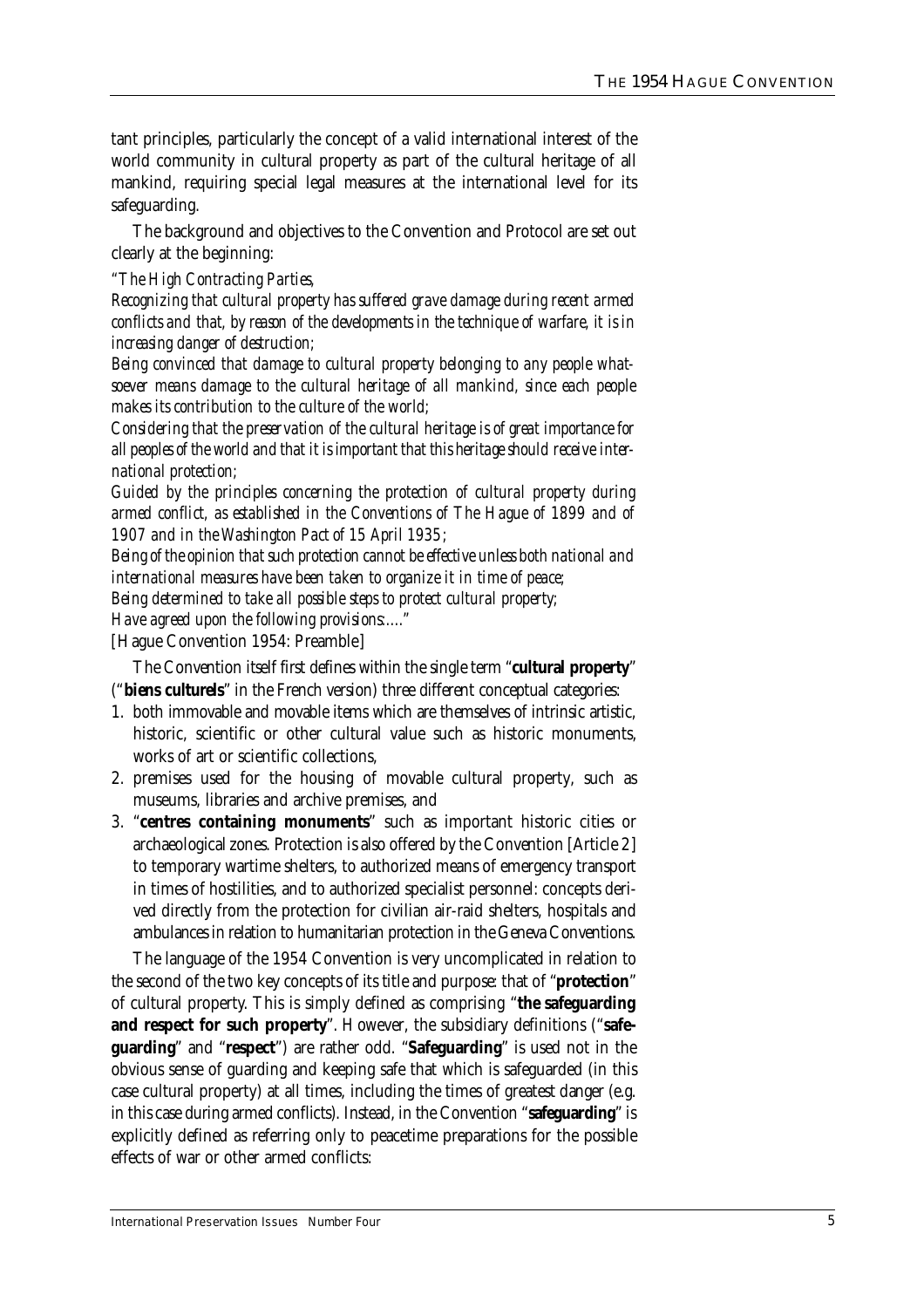tant principles, particularly the concept of a valid international interest of the world community in cultural property as part of the cultural heritage of all mankind, requiring special legal measures at the international level for its safeguarding.

The background and objectives to the Convention and Protocol are set out clearly at the beginning:

*"The High Contracting Parties,*

*Recognizing that cultural property has suffered grave damage during recent armed conflicts and that, by reason of the developments in the technique of warfare, it is in increasing danger of destruction;*

*Being convinced that damage to cultural property belonging to any people whatsoever means damage to the cultural heritage of all mankind, since each people makes its contribution to the culture of the world;*

*Considering that the preservation of the cultural heritage is of great importance for all peoples of the world and that it is important that this heritage should receive international protection;*

*Guided by the principles concerning the protection of cultural property during armed conflict, as established in the Conventions of The Hague of 1899 and of 1907 and in the Washington Pact of 15 April 1935;*

*Being of the opinion that such protection cannot be effective unless both national and international measures have been taken to organize it in time of peace;*

*Being determined to take all possible steps to protect cultural property;*

*Have agreed upon the following provisions:...."*

[Hague Convention 1954: Preamble]

The Convention itself first defines within the single term "**cultural property**" ("**biens culturels**" in the French version) three different conceptual categories:

1. both immovable and movable items which are themselves of intrinsic artistic, historic, scientific or other cultural value such as historic monuments, works of art or scientific collections,
2. premises used for the housing of movable cultural property, such as museums, libraries and archive premises, and
3. "**centres containing monuments**" such as important historic cities or archaeological zones. Protection is also offered by the Convention [Article 2] to temporary wartime shelters, to authorized means of emergency transport in times of hostilities, and to authorized specialist personnel: concepts derived directly from the protection for civilian air-raid shelters, hospitals and ambulances in relation to humanitarian protection in the Geneva Conventions.

The language of the 1954 Convention is very uncomplicated in relation to the second of the two key concepts of its title and purpose: that of "**protection**" of cultural property. This is simply defined as comprising "**the safeguarding and respect for such property**". However, the subsidiary definitions ("**safeguarding**" and "**respect**") are rather odd. "**Safeguarding**" is used not in the obvious sense of guarding and keeping safe that which is safeguarded (in this case cultural property) at all times, including the times of greatest danger (e.g. in this case during armed conflicts). Instead, in the Convention "**safeguarding**" is explicitly defined as referring only to peacetime preparations for the possible effects of war or other armed conflicts: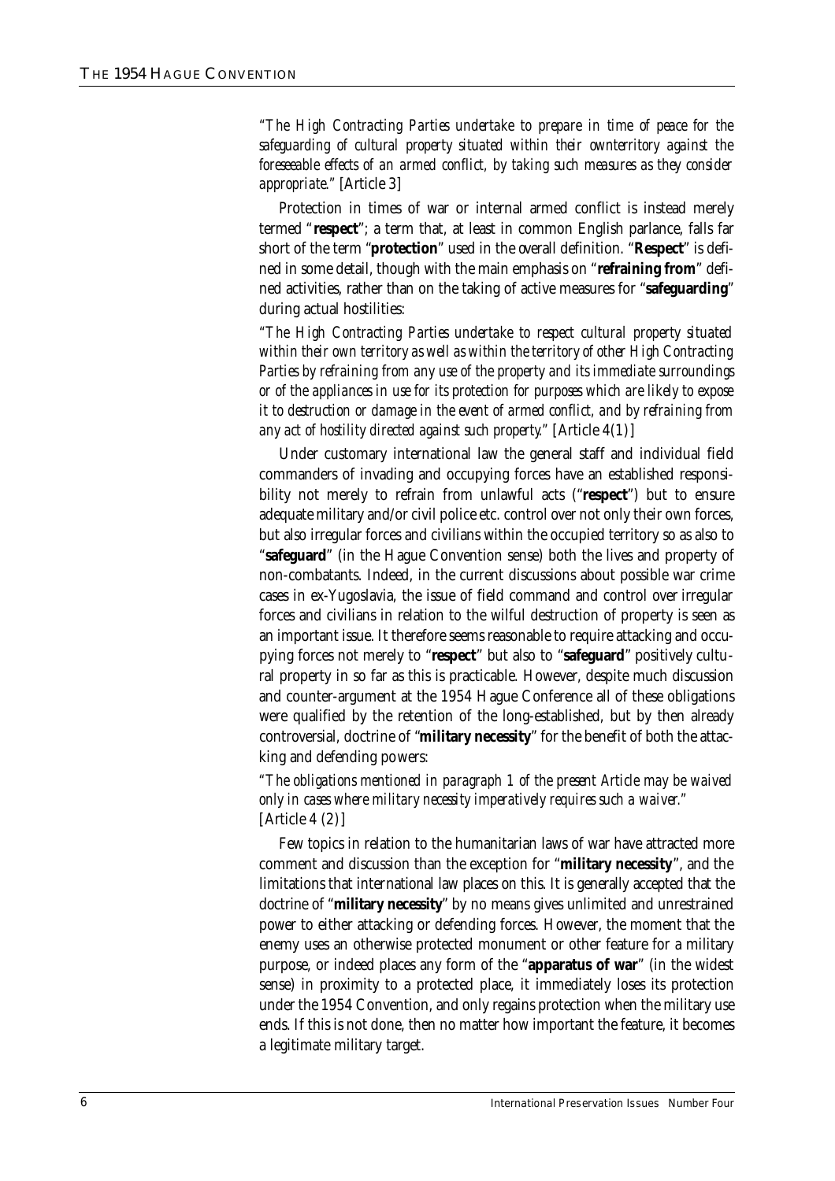*"The High Contracting Parties undertake to prepare in time of peace for the safeguarding of cultural property situated within their ownterritory against the foreseeable effects of an armed conflict, by taking such measures as they consider appropriate."* [Article 3]

Protection in times of war or internal armed conflict is instead merely termed "**respect**"; a term that, at least in common English parlance, falls far short of the term "**protection**" used in the overall definition. "**Respect**" is defined in some detail, though with the main emphasis on "**refraining from**" defined activities, rather than on the taking of active measures for "**safeguarding**" during actual hostilities:

*"The High Contracting Parties undertake to respect cultural property situated within their own territory as well as within the territory of other High Contracting Parties by refraining from any use of the property and its immediate surroundings or of the appliances in use for its protection for purposes which are likely to expose it to destruction or damage in the event of armed conflict, and by refraining from any act of hostility directed against such property."* [Article 4(1)]

Under customary international law the general staff and individual field commanders of invading and occupying forces have an established responsibility not merely to refrain from unlawful acts ("**respect**") but to ensure adequate military and/or civil police etc. control over not only their own forces, but also irregular forces and civilians within the occupied territory so as also to "**safeguard**" (in the Hague Convention sense) both the lives and property of non-combatants. Indeed, in the current discussions about possible war crime cases in ex-Yugoslavia, the issue of field command and control over irregular forces and civilians in relation to the wilful destruction of property is seen as an important issue. It therefore seems reasonable to require attacking and occupying forces not merely to "**respect**" but also to "**safeguard**" positively cultural property in so far as this is practicable. However, despite much discussion and counter-argument at the 1954 Hague Conference all of these obligations were qualified by the retention of the long-established, but by then already controversial, doctrine of "**military necessity**" for the benefit of both the attacking and defending powers:

*"The obligations mentioned in paragraph 1 of the present Article may be waived only in cases where military necessity imperatively requires such a waiver."* [Article 4 (2)]

Few topics in relation to the humanitarian laws of war have attracted more comment and discussion than the exception for "**military necessity**", and the limitations that international law places on this. It is generally accepted that the doctrine of "**military necessity**" by no means gives unlimited and unrestrained power to either attacking or defending forces. However, the moment that the enemy uses an otherwise protected monument or other feature for a military purpose, or indeed places any form of the "**apparatus of war**" (in the widest sense) in proximity to a protected place, it immediately loses its protection under the 1954 Convention, and only regains protection when the military use ends. If this is not done, then no matter how important the feature, it becomes a legitimate military target.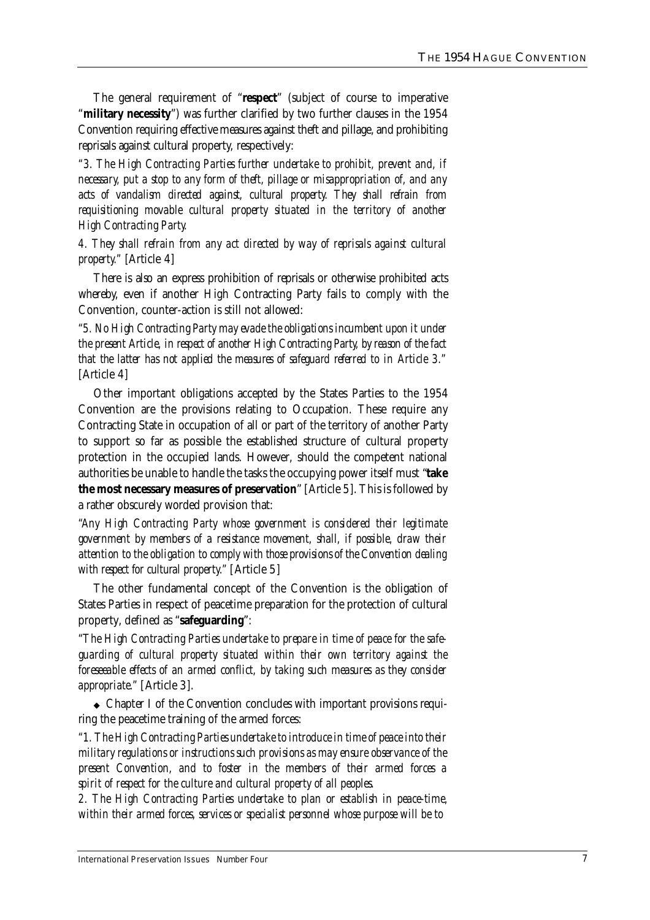The general requirement of "**respect**" (subject of course to imperative "**military necessity**") was further clarified by two further clauses in the 1954 Convention requiring effective measures against theft and pillage, and prohibiting reprisals against cultural property, respectively:

*"3. The High Contracting Parties further undertake to prohibit, prevent and, if necessary, put a stop to any form of theft, pillage or misappropriation of, and any acts of vandalism directed against, cultural property. They shall refrain from requisitioning movable cultural property situated in the territory of another High Contracting Party.*

*4. They shall refrain from any act directed by way of reprisals against cultural property."* [Article 4]

There is also an express prohibition of reprisals or otherwise prohibited acts whereby, even if another High Contracting Party fails to comply with the Convention, counter-action is still not allowed:

*"5. No High Contracting Party may evade the obligations incumbent upon it under the present Article, in respect of another High Contracting Party, by reason of the fact that the latter has not applied the measures of safeguard referred to in Article 3."* [Article 4]

Other important obligations accepted by the States Parties to the 1954 Convention are the provisions relating to Occupation. These require any Contracting State in occupation of all or part of the territory of another Party to support so far as possible the established structure of cultural property protection in the occupied lands. However, should the competent national authorities be unable to handle the tasks the occupying power itself must "**take the most necessary measures of preservation**" [Article 5]. This is followed by a rather obscurely worded provision that:

*"Any High Contracting Party whose government is considered their legitimate government by members of a resistance movement, shall, if possible, draw their attention to the obligation to comply with those provisions of the Convention dealing with respect for cultural property."* [Article 5]

The other fundamental concept of the Convention is the obligation of States Parties in respect of peacetime preparation for the protection of cultural property, defined as "**safeguarding**":

*"The High Contracting Parties undertake to prepare in time of peace for the safeguarding of cultural property situated within their own territory against the foreseeable effects of an armed conflict, by taking such measures as they consider appropriate."* [Article 3].

◆ Chapter I of the Convention concludes with important provisions requiring the peacetime training of the armed forces:

*"1. The High Contracting Parties undertake to introduce in time of peace into their military regulations or instructions such provisions as may ensure observance of the present Convention, and to foster in the members of their armed forces a spirit of respect for the culture and cultural property of all peoples.*

*2. The High Contracting Parties undertake to plan or establish in peace-time, within their armed forces, services or specialist personnel whose purpose will be to*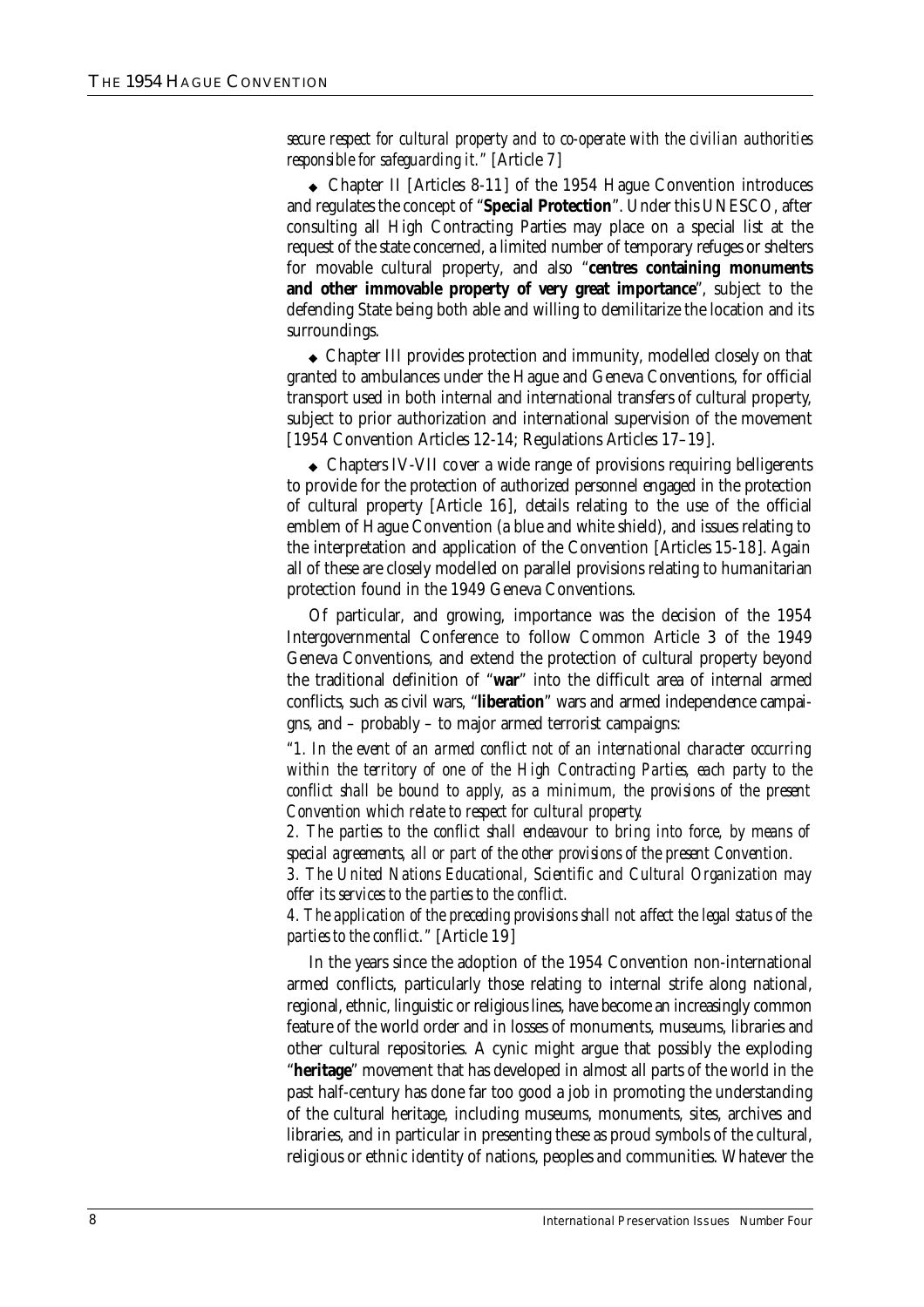*secure respect for cultural property and to co-operate with the civilian authorities responsible for safeguarding it."* [Article 7]

- Chapter II [Articles 8-11] of the 1954 Hague Convention introduces and regulates the concept of "**Special Protection**". Under this UNESCO, after consulting all High Contracting Parties may place on a special list at the request of the state concerned, a limited number of temporary refuges or shelters for movable cultural property, and also "**centres containing monuments and other immovable property of very great importance**", subject to the defending State being both able and willing to demilitarize the location and its surroundings.

- Chapter III provides protection and immunity, modelled closely on that granted to ambulances under the Hague and Geneva Conventions, for official transport used in both internal and international transfers of cultural property, subject to prior authorization and international supervision of the movement [1954 Convention Articles 12-14; Regulations Articles 17–19].

- Chapters IV-VII cover a wide range of provisions requiring belligerents to provide for the protection of authorized personnel engaged in the protection of cultural property [Article 16], details relating to the use of the official emblem of Hague Convention (a blue and white shield), and issues relating to the interpretation and application of the Convention [Articles 15-18]. Again all of these are closely modelled on parallel provisions relating to humanitarian protection found in the 1949 Geneva Conventions.

Of particular, and growing, importance was the decision of the 1954 Intergovernmental Conference to follow Common Article 3 of the 1949 Geneva Conventions, and extend the protection of cultural property beyond the traditional definition of "**war**" into the difficult area of internal armed conflicts, such as civil wars, "**liberation**" wars and armed independence campaigns, and – probably – to major armed terrorist campaigns:

*"1. In the event of an armed conflict not of an international character occurring within the territory of one of the High Contracting Parties, each party to the conflict shall be bound to apply, as a minimum, the provisions of the present Convention which relate to respect for cultural property.*

*2. The parties to the conflict shall endeavour to bring into force, by means of special agreements, all or part of the other provisions of the present Convention.*

*3. The United Nations Educational, Scientific and Cultural Organization may offer its services to the parties to the conflict.*

*4. The application of the preceding provisions shall not affect the legal status of the parties to the conflict."* [Article 19]

In the years since the adoption of the 1954 Convention non-international armed conflicts, particularly those relating to internal strife along national, regional, ethnic, linguistic or religious lines, have become an increasingly common feature of the world order and in losses of monuments, museums, libraries and other cultural repositories. A cynic might argue that possibly the exploding "**heritage**" movement that has developed in almost all parts of the world in the past half-century has done far too good a job in promoting the understanding of the cultural heritage, including museums, monuments, sites, archives and libraries, and in particular in presenting these as proud symbols of the cultural, religious or ethnic identity of nations, peoples and communities. Whatever the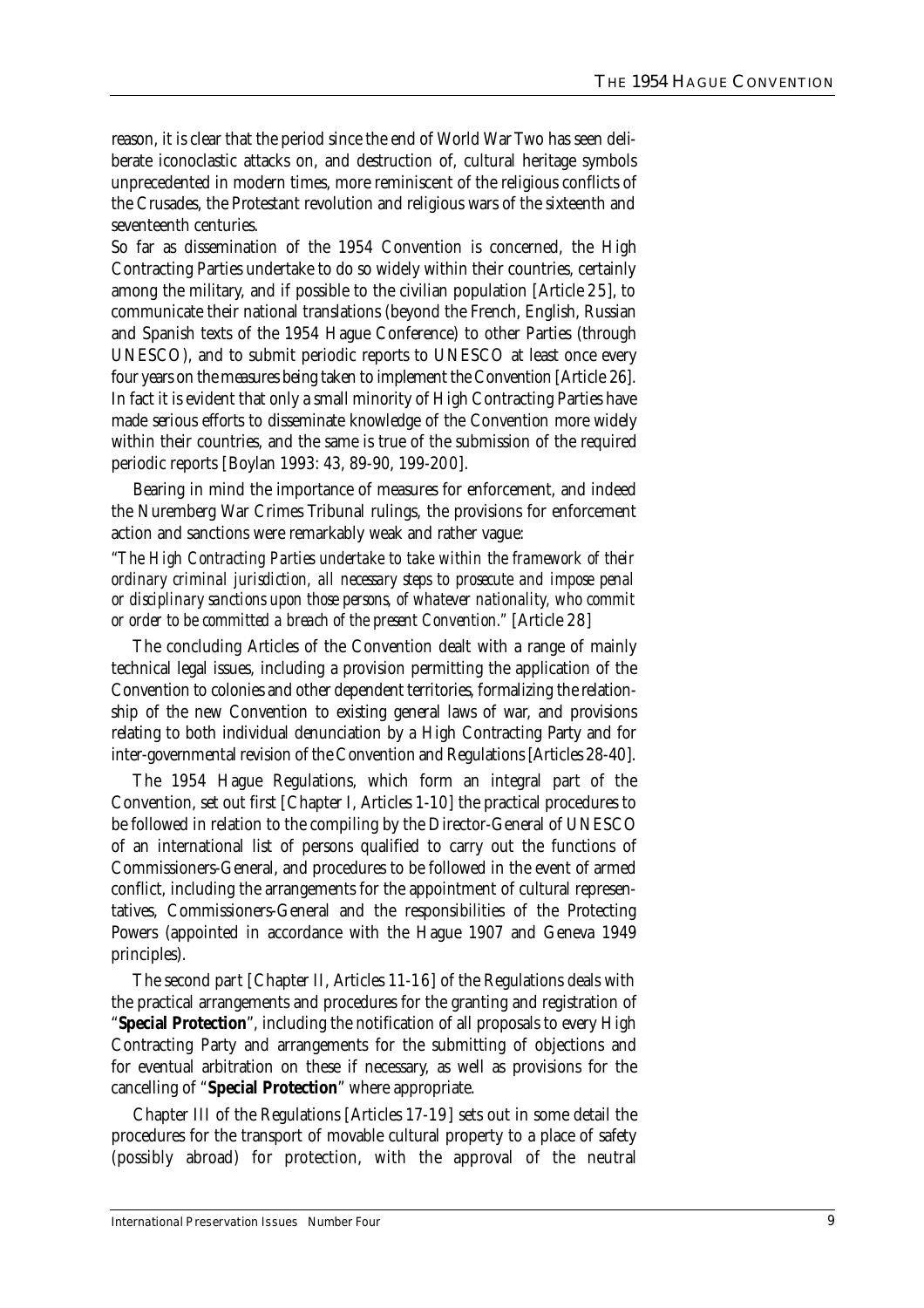reason, it is clear that the period since the end of World War Two has seen deliberate iconoclastic attacks on, and destruction of, cultural heritage symbols unprecedented in modern times, more reminiscent of the religious conflicts of the Crusades, the Protestant revolution and religious wars of the sixteenth and seventeenth centuries.

So far as dissemination of the 1954 Convention is concerned, the High Contracting Parties undertake to do so widely within their countries, certainly among the military, and if possible to the civilian population [Article 25], to communicate their national translations (beyond the French, English, Russian and Spanish texts of the 1954 Hague Conference) to other Parties (through UNESCO), and to submit periodic reports to UNESCO at least once every four years on the measures being taken to implement the Convention [Article 26]. In fact it is evident that only a small minority of High Contracting Parties have made serious efforts to disseminate knowledge of the Convention more widely within their countries, and the same is true of the submission of the required periodic reports [Boylan 1993: 43, 89-90, 199-200].

Bearing in mind the importance of measures for enforcement, and indeed the Nuremberg War Crimes Tribunal rulings, the provisions for enforcement action and sanctions were remarkably weak and rather vague:

"*The High Contracting Parties undertake to take within the framework of their ordinary criminal jurisdiction, all necessary steps to prosecute and impose penal or disciplinary sanctions upon those persons, of whatever nationality, who commit or order to be committed a breach of the present Convention.*" [Article 28]

The concluding Articles of the Convention dealt with a range of mainly technical legal issues, including a provision permitting the application of the Convention to colonies and other dependent territories, formalizing the relationship of the new Convention to existing general laws of war, and provisions relating to both individual denunciation by a High Contracting Party and for inter-governmental revision of the Convention and Regulations [Articles 28-40].

The 1954 Hague Regulations, which form an integral part of the Convention, set out first [Chapter I, Articles 1-10] the practical procedures to be followed in relation to the compiling by the Director-General of UNESCO of an international list of persons qualified to carry out the functions of Commissioners-General, and procedures to be followed in the event of armed conflict, including the arrangements for the appointment of cultural representatives, Commissioners-General and the responsibilities of the Protecting Powers (appointed in accordance with the Hague 1907 and Geneva 1949 principles).

The second part [Chapter II, Articles 11-16] of the Regulations deals with the practical arrangements and procedures for the granting and registration of "**Special Protection**", including the notification of all proposals to every High Contracting Party and arrangements for the submitting of objections and for eventual arbitration on these if necessary, as well as provisions for the cancelling of "**Special Protection**" where appropriate.

Chapter III of the Regulations [Articles 17-19] sets out in some detail the procedures for the transport of movable cultural property to a place of safety (possibly abroad) for protection, with the approval of the neutral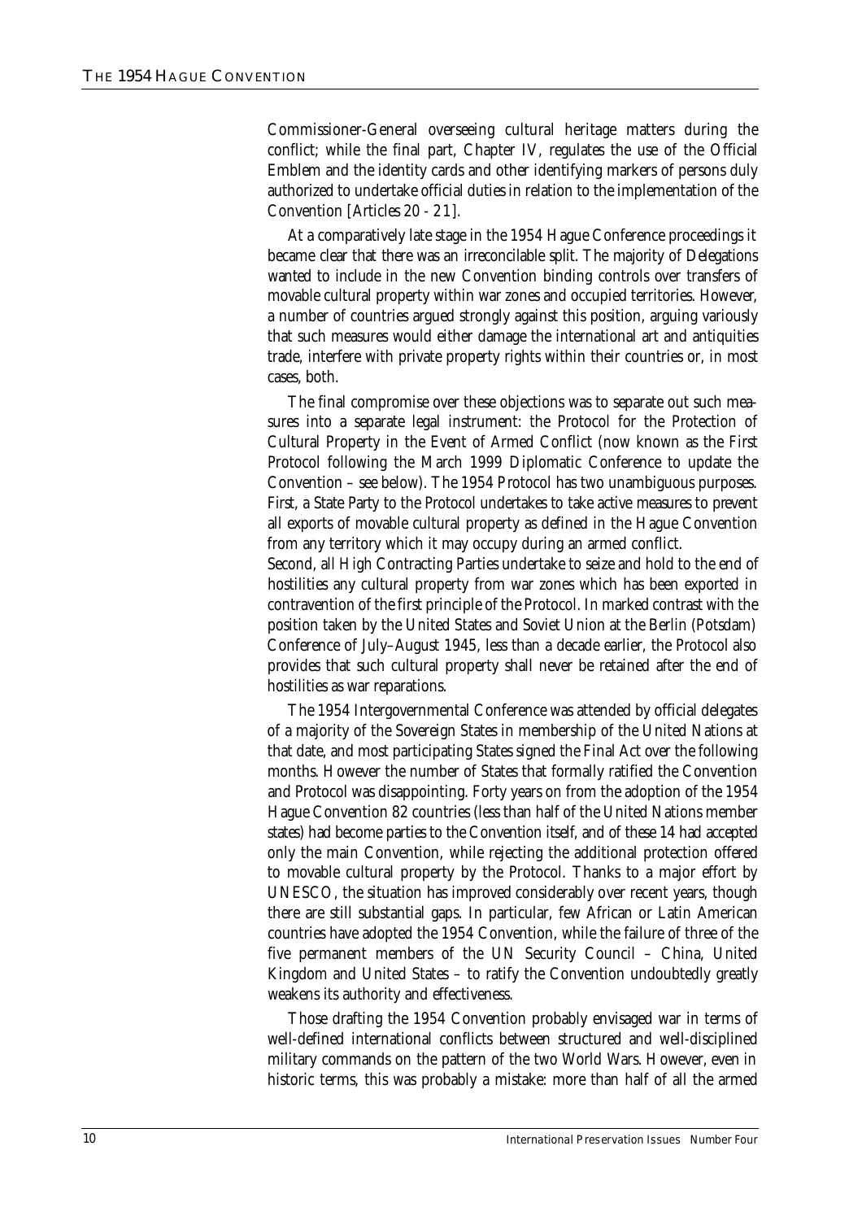Commissioner-General overseeing cultural heritage matters during the conflict; while the final part, Chapter IV, regulates the use of the Official Emblem and the identity cards and other identifying markers of persons duly authorized to undertake official duties in relation to the implementation of the Convention [Articles 20 - 21].

At a comparatively late stage in the 1954 Hague Conference proceedings it became clear that there was an irreconcilable split. The majority of Delegations wanted to include in the new Convention binding controls over transfers of movable cultural property within war zones and occupied territories. However, a number of countries argued strongly against this position, arguing variously that such measures would either damage the international art and antiquities trade, interfere with private property rights within their countries or, in most cases, both.

The final compromise over these objections was to separate out such measures into a separate legal instrument: the Protocol for the Protection of Cultural Property in the Event of Armed Conflict (now known as the First Protocol following the March 1999 Diplomatic Conference to update the Convention – see below). The 1954 Protocol has two unambiguous purposes. First, a State Party to the Protocol undertakes to take active measures to prevent all exports of movable cultural property as defined in the Hague Convention from any territory which it may occupy during an armed conflict.

Second, all High Contracting Parties undertake to seize and hold to the end of hostilities any cultural property from war zones which has been exported in contravention of the first principle of the Protocol. In marked contrast with the position taken by the United States and Soviet Union at the Berlin (Potsdam) Conference of July–August 1945, less than a decade earlier, the Protocol also provides that such cultural property shall never be retained after the end of hostilities as war reparations.

The 1954 Intergovernmental Conference was attended by official delegates of a majority of the Sovereign States in membership of the United Nations at that date, and most participating States signed the Final Act over the following months. However the number of States that formally ratified the Convention and Protocol was disappointing. Forty years on from the adoption of the 1954 Hague Convention 82 countries (less than half of the United Nations member states) had become parties to the Convention itself, and of these 14 had accepted only the main Convention, while rejecting the additional protection offered to movable cultural property by the Protocol. Thanks to a major effort by UNESCO, the situation has improved considerably over recent years, though there are still substantial gaps. In particular, few African or Latin American countries have adopted the 1954 Convention, while the failure of three of the five permanent members of the UN Security Council – China, United Kingdom and United States – to ratify the Convention undoubtedly greatly weakens its authority and effectiveness.

Those drafting the 1954 Convention probably envisaged war in terms of well-defined international conflicts between structured and well-disciplined military commands on the pattern of the two World Wars. However, even in historic terms, this was probably a mistake: more than half of all the armed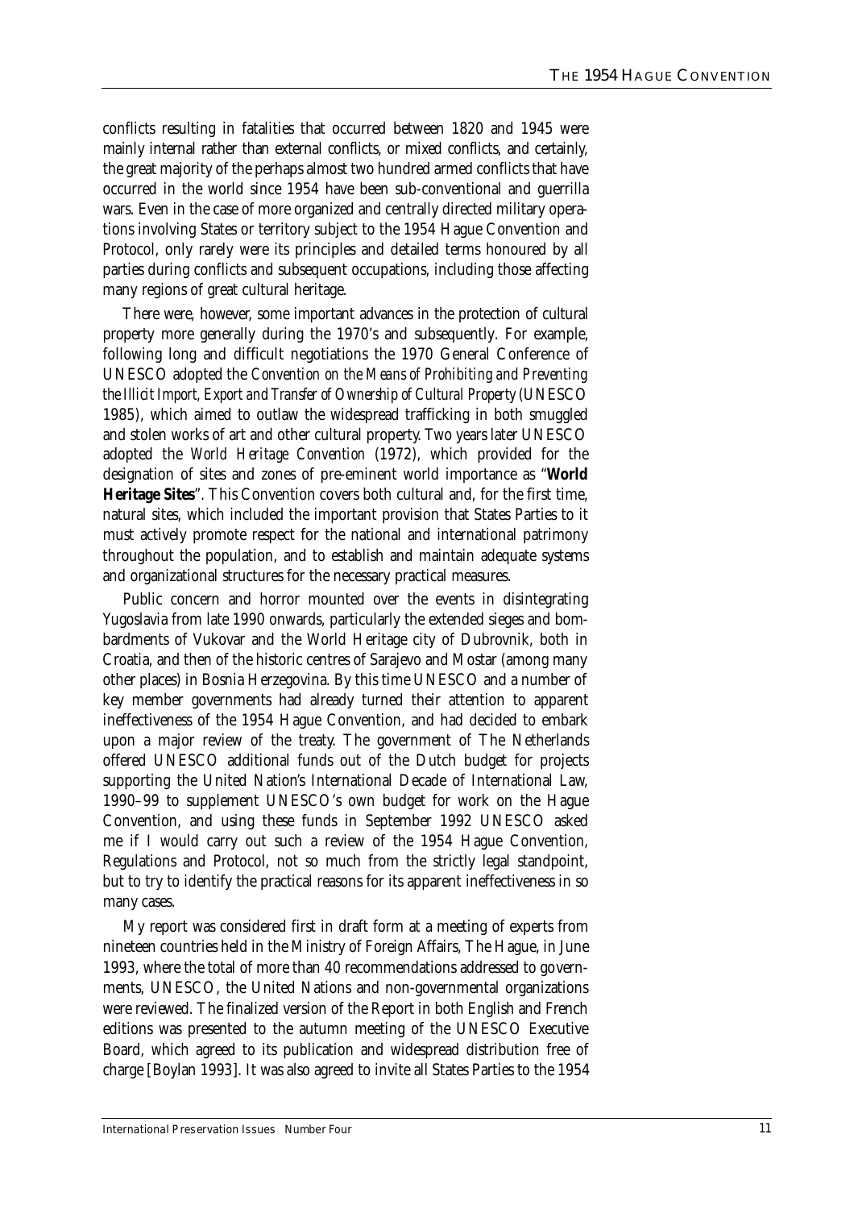conflicts resulting in fatalities that occurred between 1820 and 1945 were mainly internal rather than external conflicts, or mixed conflicts, and certainly, the great majority of the perhaps almost two hundred armed conflicts that have occurred in the world since 1954 have been sub-conventional and guerrilla wars. Even in the case of more organized and centrally directed military operations involving States or territory subject to the 1954 Hague Convention and Protocol, only rarely were its principles and detailed terms honoured by all parties during conflicts and subsequent occupations, including those affecting many regions of great cultural heritage.

There were, however, some important advances in the protection of cultural property more generally during the 1970's and subsequently. For example, following long and difficult negotiations the 1970 General Conference of UNESCO adopted the *Convention on the Means of Prohibiting and Preventing the Illicit Import, Export and Transfer of Ownership of Cultural Property* (UNESCO 1985), which aimed to outlaw the widespread trafficking in both smuggled and stolen works of art and other cultural property. Two years later UNESCO adopted the *World Heritage Convention* (1972), which provided for the designation of sites and zones of pre-eminent world importance as "**World Heritage Sites**". This Convention covers both cultural and, for the first time, natural sites, which included the important provision that States Parties to it must actively promote respect for the national and international patrimony throughout the population, and to establish and maintain adequate systems and organizational structures for the necessary practical measures.

Public concern and horror mounted over the events in disintegrating Yugoslavia from late 1990 onwards, particularly the extended sieges and bombardments of Vukovar and the World Heritage city of Dubrovnik, both in Croatia, and then of the historic centres of Sarajevo and Mostar (among many other places) in Bosnia Herzegovina. By this time UNESCO and a number of key member governments had already turned their attention to apparent ineffectiveness of the 1954 Hague Convention, and had decided to embark upon a major review of the treaty. The government of The Netherlands offered UNESCO additional funds out of the Dutch budget for projects supporting the United Nation's International Decade of International Law, 1990–99 to supplement UNESCO's own budget for work on the Hague Convention, and using these funds in September 1992 UNESCO asked me if I would carry out such a review of the 1954 Hague Convention, Regulations and Protocol, not so much from the strictly legal standpoint, but to try to identify the practical reasons for its apparent ineffectiveness in so many cases.

My report was considered first in draft form at a meeting of experts from nineteen countries held in the Ministry of Foreign Affairs, The Hague, in June 1993, where the total of more than 40 recommendations addressed to governments, UNESCO, the United Nations and non-governmental organizations were reviewed. The finalized version of the Report in both English and French editions was presented to the autumn meeting of the UNESCO Executive Board, which agreed to its publication and widespread distribution free of charge [Boylan 1993]. It was also agreed to invite all States Parties to the 1954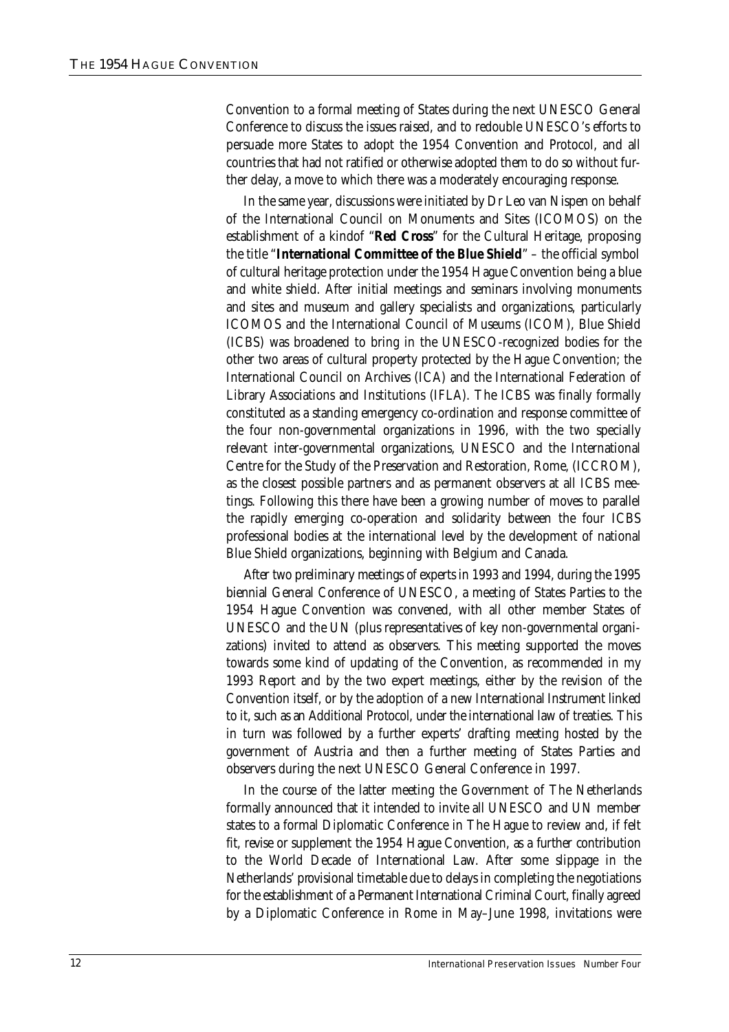Convention to a formal meeting of States during the next UNESCO General Conference to discuss the issues raised, and to redouble UNESCO's efforts to persuade more States to adopt the 1954 Convention and Protocol, and all countries that had not ratified or otherwise adopted them to do so without further delay, a move to which there was a moderately encouraging response.

In the same year, discussions were initiated by Dr Leo van Nispen on behalf of the International Council on Monuments and Sites (ICOMOS) on the establishment of a kindof "**Red Cross**" for the Cultural Heritage, proposing the title "**International Committee of the Blue Shield**" – the official symbol of cultural heritage protection under the 1954 Hague Convention being a blue and white shield. After initial meetings and seminars involving monuments and sites and museum and gallery specialists and organizations, particularly ICOMOS and the International Council of Museums (ICOM), Blue Shield (ICBS) was broadened to bring in the UNESCO-recognized bodies for the other two areas of cultural property protected by the Hague Convention; the International Council on Archives (ICA) and the International Federation of Library Associations and Institutions (IFLA). The ICBS was finally formally constituted as a standing emergency co-ordination and response committee of the four non-governmental organizations in 1996, with the two specially relevant inter-governmental organizations, UNESCO and the International Centre for the Study of the Preservation and Restoration, Rome, (ICCROM), as the closest possible partners and as permanent observers at all ICBS meetings. Following this there have been a growing number of moves to parallel the rapidly emerging co-operation and solidarity between the four ICBS professional bodies at the international level by the development of national Blue Shield organizations, beginning with Belgium and Canada.

After two preliminary meetings of experts in 1993 and 1994, during the 1995 biennial General Conference of UNESCO, a meeting of States Parties to the 1954 Hague Convention was convened, with all other member States of UNESCO and the UN (plus representatives of key non-governmental organizations) invited to attend as observers. This meeting supported the moves towards some kind of updating of the Convention, as recommended in my 1993 Report and by the two expert meetings, either by the revision of the Convention itself, or by the adoption of a new International Instrument linked to it, such as an Additional Protocol, under the international law of treaties. This in turn was followed by a further experts' drafting meeting hosted by the government of Austria and then a further meeting of States Parties and observers during the next UNESCO General Conference in 1997.

In the course of the latter meeting the Government of The Netherlands formally announced that it intended to invite all UNESCO and UN member states to a formal Diplomatic Conference in The Hague to review and, if felt fit, revise or supplement the 1954 Hague Convention, as a further contribution to the World Decade of International Law. After some slippage in the Netherlands' provisional timetable due to delays in completing the negotiations for the establishment of a Permanent International Criminal Court, finally agreed by a Diplomatic Conference in Rome in May–June 1998, invitations were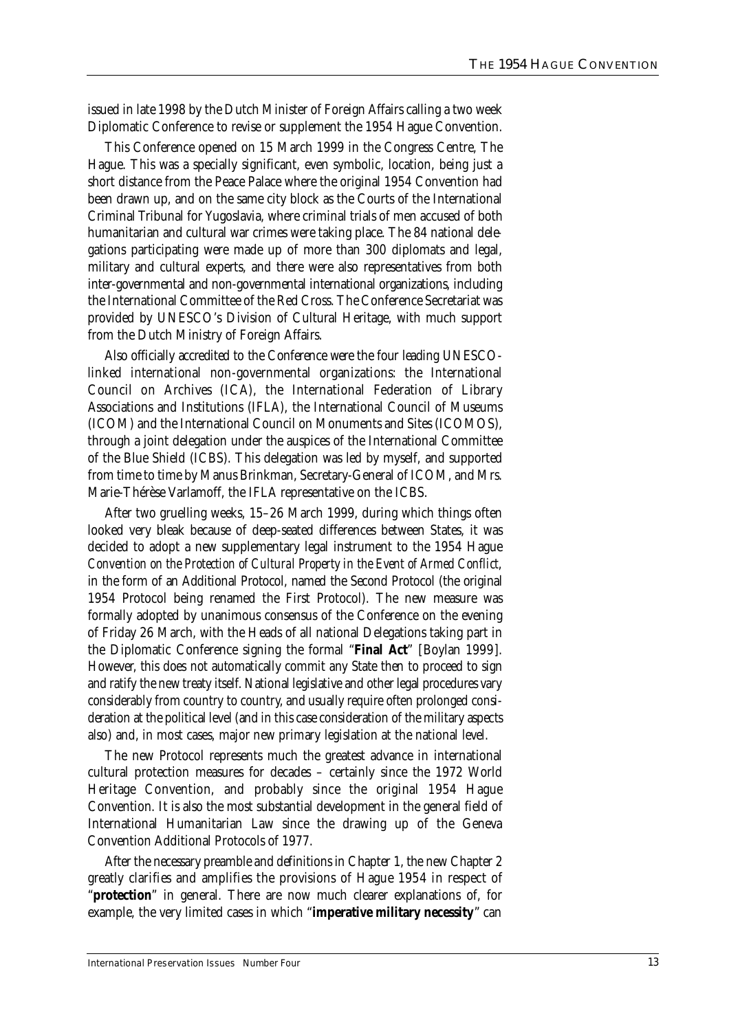issued in late 1998 by the Dutch Minister of Foreign Affairs calling a two week Diplomatic Conference to revise or supplement the 1954 Hague Convention.

This Conference opened on 15 March 1999 in the Congress Centre, The Hague. This was a specially significant, even symbolic, location, being just a short distance from the Peace Palace where the original 1954 Convention had been drawn up, and on the same city block as the Courts of the International Criminal Tribunal for Yugoslavia, where criminal trials of men accused of both humanitarian and cultural war crimes were taking place. The 84 national delegations participating were made up of more than 300 diplomats and legal, military and cultural experts, and there were also representatives from both inter-governmental and non-governmental international organizations, including the International Committee of the Red Cross. The Conference Secretariat was provided by UNESCO's Division of Cultural Heritage, with much support from the Dutch Ministry of Foreign Affairs.

Also officially accredited to the Conference were the four leading UNESCO-linked international non-governmental organizations: the International Council on Archives (ICA), the International Federation of Library Associations and Institutions (IFLA), the International Council of Museums (ICOM) and the International Council on Monuments and Sites (ICOMOS), through a joint delegation under the auspices of the International Committee of the Blue Shield (ICBS). This delegation was led by myself, and supported from time to time by Manus Brinkman, Secretary-General of ICOM, and Mrs. Marie-Thérèse Varlamoff, the IFLA representative on the ICBS.

After two gruelling weeks, 15–26 March 1999, during which things often looked very bleak because of deep-seated differences between States, it was decided to adopt a new supplementary legal instrument to the 1954 Hague *Convention on the Protection of Cultural Property in the Event of Armed Conflict*, in the form of an Additional Protocol, named the Second Protocol (the original 1954 Protocol being renamed the First Protocol). The new measure was formally adopted by unanimous consensus of the Conference on the evening of Friday 26 March, with the Heads of all national Delegations taking part in the Diplomatic Conference signing the formal "**Final Act**" [Boylan 1999]. However, this does not automatically commit any State then to proceed to sign and ratify the new treaty itself. National legislative and other legal procedures vary considerably from country to country, and usually require often prolonged consideration at the political level (and in this case consideration of the military aspects also) and, in most cases, major new primary legislation at the national level.

The new Protocol represents much the greatest advance in international cultural protection measures for decades – certainly since the 1972 World Heritage Convention, and probably since the original 1954 Hague Convention. It is also the most substantial development in the general field of International Humanitarian Law since the drawing up of the Geneva Convention Additional Protocols of 1977.

After the necessary preamble and definitions in Chapter 1, the new Chapter 2 greatly clarifies and amplifies the provisions of Hague 1954 in respect of "**protection**" in general. There are now much clearer explanations of, for example, the very limited cases in which "**imperative military necessity**" can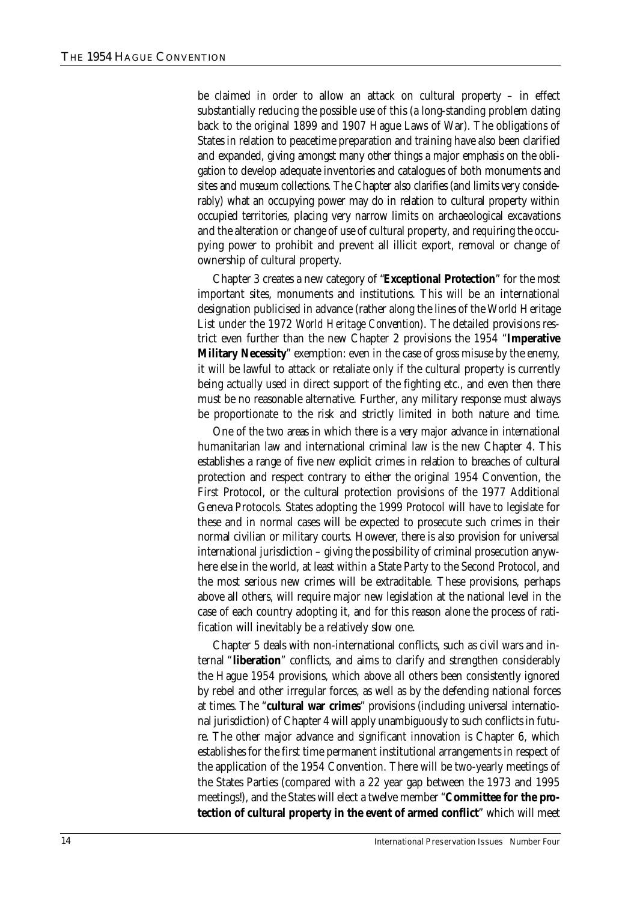be claimed in order to allow an attack on cultural property – in effect substantially reducing the possible use of this (a long-standing problem dating back to the original 1899 and 1907 Hague Laws of War). The obligations of States in relation to peacetime preparation and training have also been clarified and expanded, giving amongst many other things a major emphasis on the obligation to develop adequate inventories and catalogues of both monuments and sites and museum collections. The Chapter also clarifies (and limits very considerably) what an occupying power may do in relation to cultural property within occupied territories, placing very narrow limits on archaeological excavations and the alteration or change of use of cultural property, and requiring the occupying power to prohibit and prevent all illicit export, removal or change of ownership of cultural property.

Chapter 3 creates a new category of "**Exceptional Protection**" for the most important sites, monuments and institutions. This will be an international designation publicised in advance (rather along the lines of the World Heritage List under the 1972 *World Heritage Convention*). The detailed provisions restrict even further than the new Chapter 2 provisions the 1954 "**Imperative Military Necessity**" exemption: even in the case of gross misuse by the enemy, it will be lawful to attack or retaliate only if the cultural property is currently being actually used in direct support of the fighting etc., and even then there must be no reasonable alternative. Further, any military response must always be proportionate to the risk and strictly limited in both nature and time.

One of the two areas in which there is a very major advance in international humanitarian law and international criminal law is the new Chapter 4. This establishes a range of five new explicit crimes in relation to breaches of cultural protection and respect contrary to either the original 1954 Convention, the First Protocol, or the cultural protection provisions of the 1977 Additional Geneva Protocols. States adopting the 1999 Protocol will have to legislate for these and in normal cases will be expected to prosecute such crimes in their normal civilian or military courts. However, there is also provision for universal international jurisdiction – giving the possibility of criminal prosecution anywhere else in the world, at least within a State Party to the Second Protocol, and the most serious new crimes will be extraditable. These provisions, perhaps above all others, will require major new legislation at the national level in the case of each country adopting it, and for this reason alone the process of ratification will inevitably be a relatively slow one.

Chapter 5 deals with non-international conflicts, such as civil wars and internal "**liberation**" conflicts, and aims to clarify and strengthen considerably the Hague 1954 provisions, which above all others been consistently ignored by rebel and other irregular forces, as well as by the defending national forces at times. The "**cultural war crimes**" provisions (including universal international jurisdiction) of Chapter 4 will apply unambiguously to such conflicts in future. The other major advance and significant innovation is Chapter 6, which establishes for the first time permanent institutional arrangements in respect of the application of the 1954 Convention. There will be two-yearly meetings of the States Parties (compared with a 22 year gap between the 1973 and 1995 meetings!), and the States will elect a twelve member "**Committee for the protection of cultural property in the event of armed conflict**" which will meet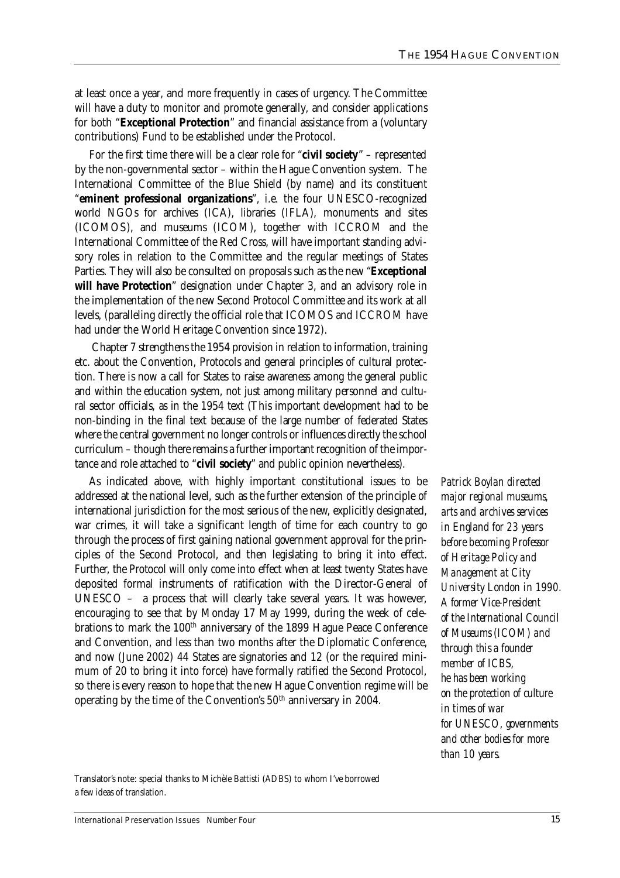at least once a year, and more frequently in cases of urgency. The Committee will have a duty to monitor and promote generally, and consider applications for both "**Exceptional Protection**" and financial assistance from a (voluntary contributions) Fund to be established under the Protocol.

For the first time there will be a clear role for "**civil society**" – represented by the non-governmental sector – within the Hague Convention system. The International Committee of the Blue Shield (by name) and its constituent "**eminent professional organizations**", i.e. the four UNESCO-recognized world NGOs for archives (ICA), libraries (IFLA), monuments and sites (ICOMOS), and museums (ICOM), together with ICCROM and the International Committee of the Red Cross, will have important standing advisory roles in relation to the Committee and the regular meetings of States Parties. They will also be consulted on proposals such as the new "**Exceptional will have Protection**" designation under Chapter 3, and an advisory role in the implementation of the new Second Protocol Committee and its work at all levels, (paralleling directly the official role that ICOMOS and ICCROM have had under the World Heritage Convention since 1972).

Chapter 7 strengthens the 1954 provision in relation to information, training etc. about the Convention, Protocols and general principles of cultural protection. There is now a call for States to raise awareness among the general public and within the education system, not just among military personnel and cultural sector officials, as in the 1954 text (This important development had to be non-binding in the final text because of the large number of federated States where the central government no longer controls or influences directly the school curriculum – though there remains a further important recognition of the importance and role attached to "**civil society**" and public opinion nevertheless).

As indicated above, with highly important constitutional issues to be addressed at the national level, such as the further extension of the principle of international jurisdiction for the most serious of the new, explicitly designated, war crimes, it will take a significant length of time for each country to go through the process of first gaining national government approval for the principles of the Second Protocol, and then legislating to bring it into effect. Further, the Protocol will only come into effect when at least twenty States have deposited formal instruments of ratification with the Director-General of UNESCO – a process that will clearly take several years. It was however, encouraging to see that by Monday 17 May 1999, during the week of celebrations to mark the 100th anniversary of the 1899 Hague Peace Conference and Convention, and less than two months after the Diplomatic Conference, and now (June 2002) 44 States are signatories and 12 (or the required minimum of 20 to bring it into force) have formally ratified the Second Protocol, so there is every reason to hope that the new Hague Convention regime will be operating by the time of the Convention's 50th anniversary in 2004.

*Patrick Boylan directed major regional museums, arts and archives services in England for 23 years before becoming Professor of Heritage Policy and Management at City University London in 1990. A former Vice-President of the International Council of Museums (ICOM) and through this a founder member of ICBS, he has been working on the protection of culture in times of war for UNESCO, governments and other bodies for more than 10 years.*

Translator's note: special thanks to Michèle Battisti (ADBS) to whom I've borrowed a few ideas of translation.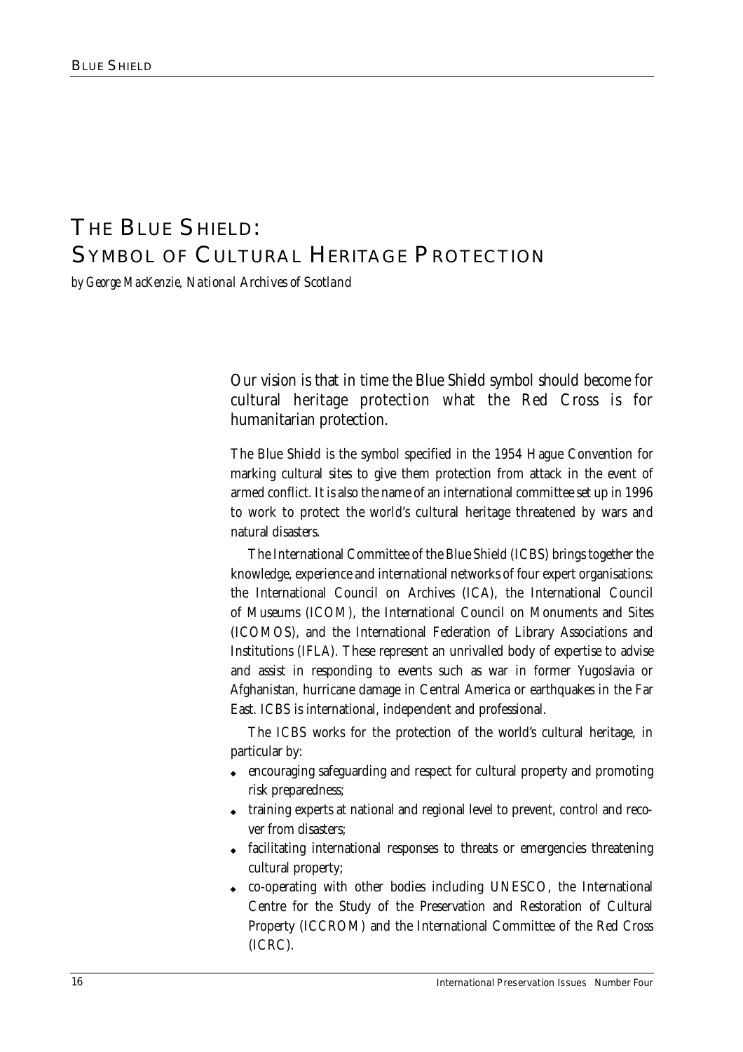# The Blue Shield: Symbol of Cultural Heritage Protection

*by George MacKenzie, National Archives of Scotland*

Our vision is that in time the Blue Shield symbol should become for cultural heritage protection what the Red Cross is for humanitarian protection.

The Blue Shield is the symbol specified in the 1954 Hague Convention for marking cultural sites to give them protection from attack in the event of armed conflict. It is also the name of an international committee set up in 1996 to work to protect the world's cultural heritage threatened by wars and natural disasters.

The International Committee of the Blue Shield (ICBS) brings together the knowledge, experience and international networks of four expert organisations: the International Council on Archives (ICA), the International Council of Museums (ICOM), the International Council on Monuments and Sites (ICOMOS), and the International Federation of Library Associations and Institutions (IFLA). These represent an unrivalled body of expertise to advise and assist in responding to events such as war in former Yugoslavia or Afghanistan, hurricane damage in Central America or earthquakes in the Far East. ICBS is international, independent and professional.

The ICBS works for the protection of the world's cultural heritage, in particular by:

- encouraging safeguarding and respect for cultural property and promoting risk preparedness;
- training experts at national and regional level to prevent, control and recover from disasters;
- facilitating international responses to threats or emergencies threatening cultural property;
- co-operating with other bodies including UNESCO, the International Centre for the Study of the Preservation and Restoration of Cultural Property (ICCROM) and the International Committee of the Red Cross (ICRC).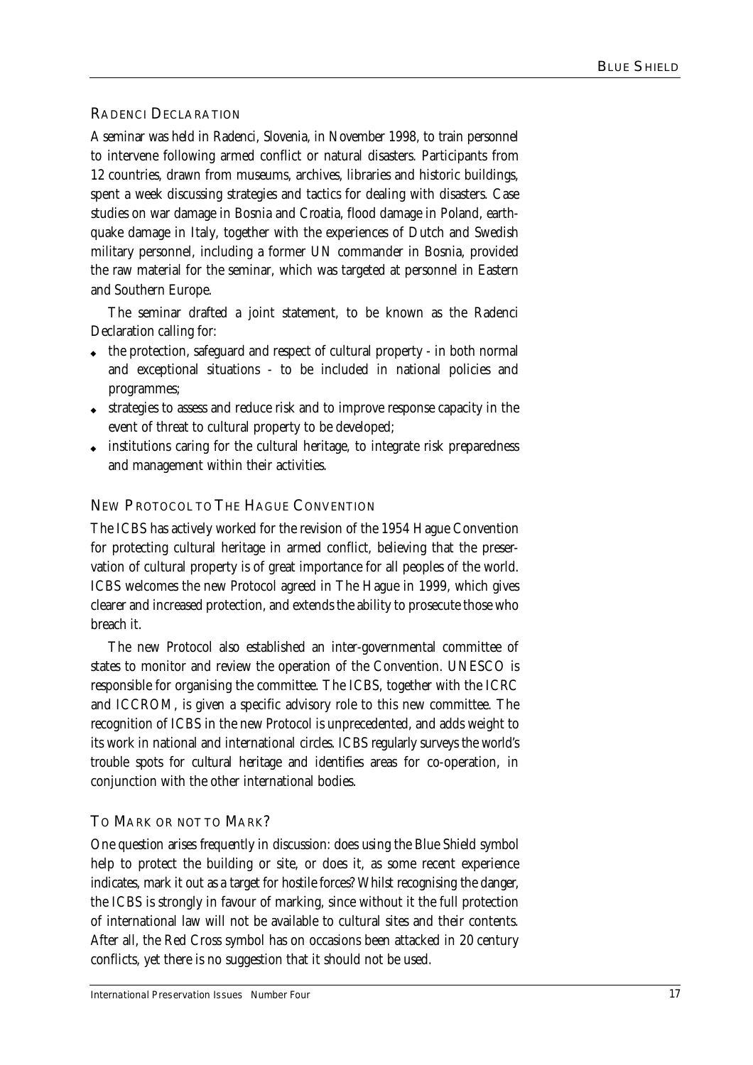## RADENCI DECLARATION

A seminar was held in Radenci, Slovenia, in November 1998, to train personnel to intervene following armed conflict or natural disasters. Participants from 12 countries, drawn from museums, archives, libraries and historic buildings, spent a week discussing strategies and tactics for dealing with disasters. Case studies on war damage in Bosnia and Croatia, flood damage in Poland, earthquake damage in Italy, together with the experiences of Dutch and Swedish military personnel, including a former UN commander in Bosnia, provided the raw material for the seminar, which was targeted at personnel in Eastern and Southern Europe.

The seminar drafted a joint statement, to be known as the Radenci Declaration calling for:

- the protection, safeguard and respect of cultural property - in both normal and exceptional situations - to be included in national policies and programmes;
- strategies to assess and reduce risk and to improve response capacity in the event of threat to cultural property to be developed;
- institutions caring for the cultural heritage, to integrate risk preparedness and management within their activities.

## NEW PROTOCOL TO THE HAGUE CONVENTION

The ICBS has actively worked for the revision of the 1954 Hague Convention for protecting cultural heritage in armed conflict, believing that the preservation of cultural property is of great importance for all peoples of the world. ICBS welcomes the new Protocol agreed in The Hague in 1999, which gives clearer and increased protection, and extends the ability to prosecute those who breach it.

The new Protocol also established an inter-governmental committee of states to monitor and review the operation of the Convention. UNESCO is responsible for organising the committee. The ICBS, together with the ICRC and ICCROM, is given a specific advisory role to this new committee. The recognition of ICBS in the new Protocol is unprecedented, and adds weight to its work in national and international circles. ICBS regularly surveys the world's trouble spots for cultural heritage and identifies areas for co-operation, in conjunction with the other international bodies.

## TO MARK OR NOT TO MARK?

One question arises frequently in discussion: does using the Blue Shield symbol help to protect the building or site, or does it, as some recent experience indicates, mark it out as a target for hostile forces? Whilst recognising the danger, the ICBS is strongly in favour of marking, since without it the full protection of international law will not be available to cultural sites and their contents. After all, the Red Cross symbol has on occasions been attacked in 20 century conflicts, yet there is no suggestion that it should not be used.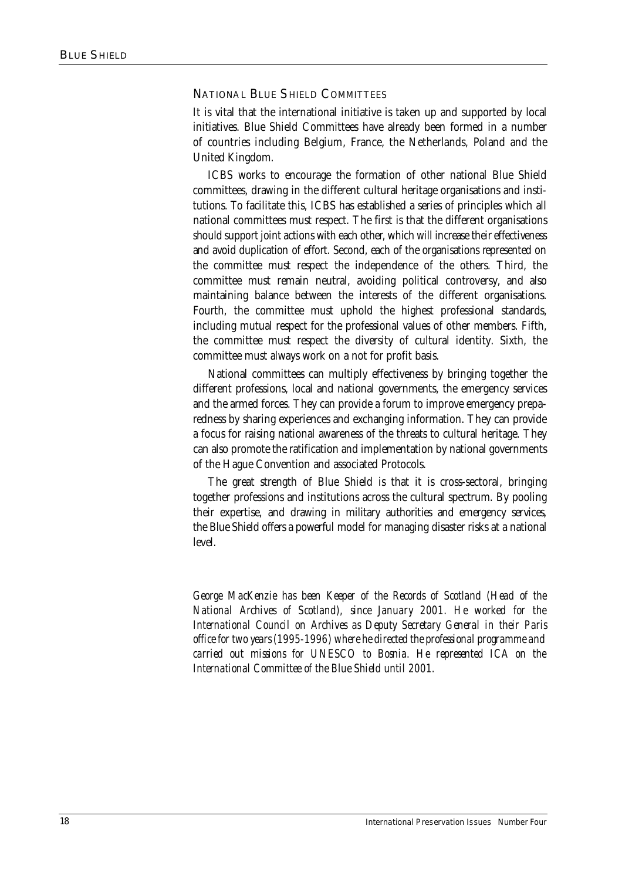## National Blue Shield Committees

It is vital that the international initiative is taken up and supported by local initiatives. Blue Shield Committees have already been formed in a number of countries including Belgium, France, the Netherlands, Poland and the United Kingdom.

ICBS works to encourage the formation of other national Blue Shield committees, drawing in the different cultural heritage organisations and institutions. To facilitate this, ICBS has established a series of principles which all national committees must respect. The first is that the different organisations should support joint actions with each other, which will increase their effectiveness and avoid duplication of effort. Second, each of the organisations represented on the committee must respect the independence of the others. Third, the committee must remain neutral, avoiding political controversy, and also maintaining balance between the interests of the different organisations. Fourth, the committee must uphold the highest professional standards, including mutual respect for the professional values of other members. Fifth, the committee must respect the diversity of cultural identity. Sixth, the committee must always work on a not for profit basis.

National committees can multiply effectiveness by bringing together the different professions, local and national governments, the emergency services and the armed forces. They can provide a forum to improve emergency preparedness by sharing experiences and exchanging information. They can provide a focus for raising national awareness of the threats to cultural heritage. They can also promote the ratification and implementation by national governments of the Hague Convention and associated Protocols.

The great strength of Blue Shield is that it is cross-sectoral, bringing together professions and institutions across the cultural spectrum. By pooling their expertise, and drawing in military authorities and emergency services, the Blue Shield offers a powerful model for managing disaster risks at a national level.

*George MacKenzie has been Keeper of the Records of Scotland (Head of the National Archives of Scotland), since January 2001. He worked for the International Council on Archives as Deputy Secretary General in their Paris office for two years (1995-1996) where he directed the professional programme and carried out missions for UNESCO to Bosnia. He represented ICA on the International Committee of the Blue Shield until 2001.*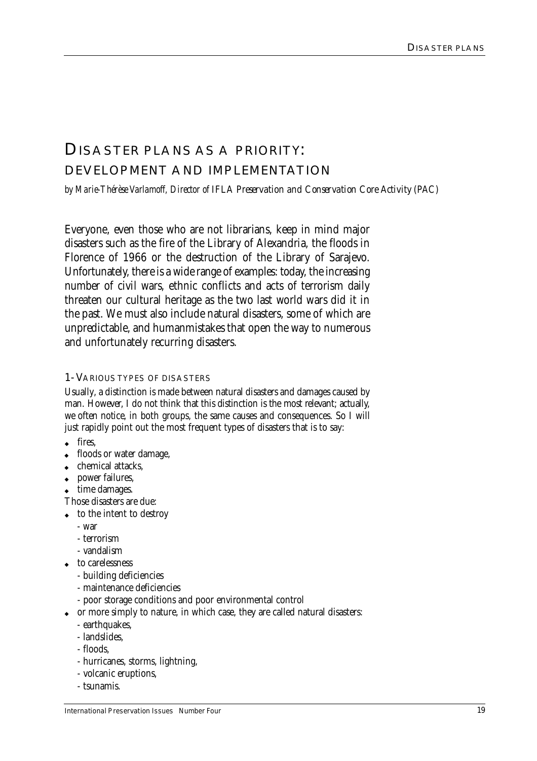# Disaster plans as a priority: development and implementation

*by Marie-Thérèse Varlamoff, Director of IFLA Preservation and Conservation Core Activity (PAC)*

Everyone, even those who are not librarians, keep in mind major disasters such as the fire of the Library of Alexandria, the floods in Florence of 1966 or the destruction of the Library of Sarajevo. Unfortunately, there is a wide range of examples: today, the increasing number of civil wars, ethnic conflicts and acts of terrorism daily threaten our cultural heritage as the two last world wars did it in the past. We must also include natural disasters, some of which are unpredictable, and humanmistakes that open the way to numerous and unfortunately recurring disasters.

## 1- Various types of disasters

Usually, a distinction is made between natural disasters and damages caused by man. However, I do not think that this distinction is the most relevant; actually, we often notice, in both groups, the same causes and consequences. So I will just rapidly point out the most frequent types of disasters that is to say:

- fires,
- floods or water damage,
- chemical attacks,
- power failures,
- time damages.

Those disasters are due:

- to the intent to destroy
  - war
  - terrorism
  - vandalism
- to carelessness
  - building deficiencies
  - maintenance deficiencies
  - poor storage conditions and poor environmental control
- or more simply to nature, in which case, they are called natural disasters:
  - earthquakes,
  - landslides,
  - floods,
  - hurricanes, storms, lightning,
  - volcanic eruptions,
  - tsunamis.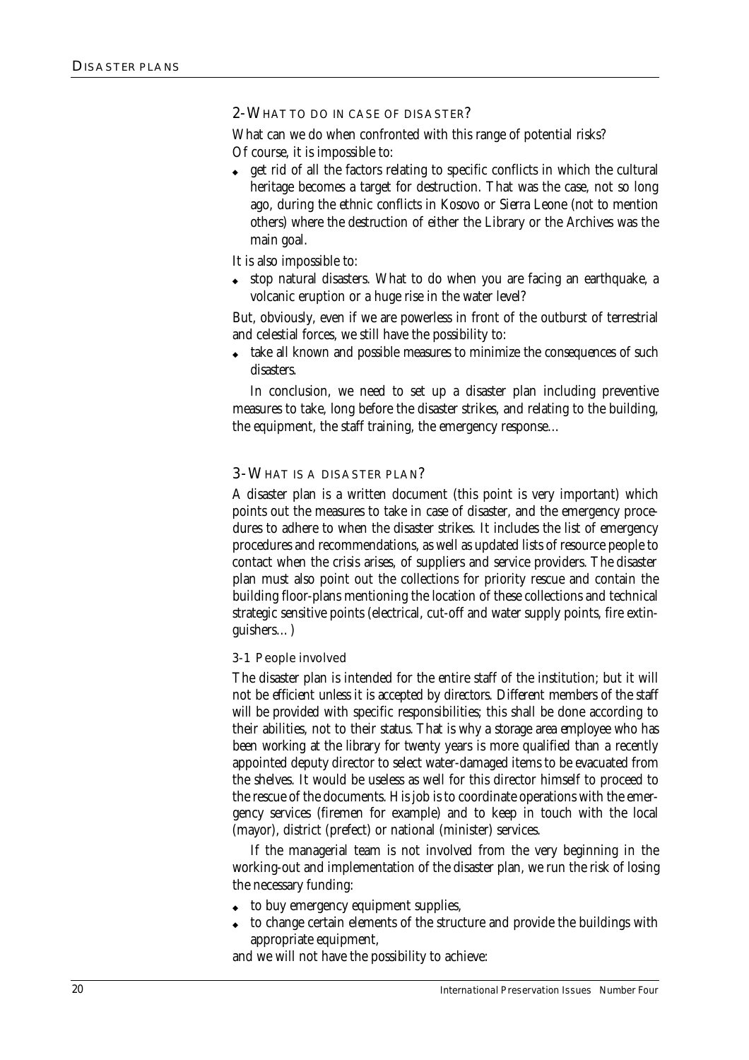## 2- What to do in case of disaster?

What can we do when confronted with this range of potential risks?
Of course, it is impossible to:

- get rid of all the factors relating to specific conflicts in which the cultural heritage becomes a target for destruction. That was the case, not so long ago, during the ethnic conflicts in Kosovo or Sierra Leone (not to mention others) where the destruction of either the Library or the Archives was the main goal.

It is also impossible to:

- stop natural disasters. What to do when you are facing an earthquake, a volcanic eruption or a huge rise in the water level?

But, obviously, even if we are powerless in front of the outburst of terrestrial and celestial forces, we still have the possibility to:

- take all known and possible measures to minimize the consequences of such disasters.

In conclusion, we need to set up a disaster plan including preventive measures to take, long before the disaster strikes, and relating to the building, the equipment, the staff training, the emergency response…

## 3- What is a disaster plan?

A disaster plan is a written document (this point is very important) which points out the measures to take in case of disaster, and the emergency procedures to adhere to when the disaster strikes. It includes the list of emergency procedures and recommendations, as well as updated lists of resource people to contact when the crisis arises, of suppliers and service providers. The disaster plan must also point out the collections for priority rescue and contain the building floor-plans mentioning the location of these collections and technical strategic sensitive points (electrical, cut-off and water supply points, fire extinguishers…)

### 3-1 People involved

The disaster plan is intended for the entire staff of the institution; but it will not be efficient unless it is accepted by directors. Different members of the staff will be provided with specific responsibilities; this shall be done according to their abilities, not to their status. That is why a storage area employee who has been working at the library for twenty years is more qualified than a recently appointed deputy director to select water-damaged items to be evacuated from the shelves. It would be useless as well for this director himself to proceed to the rescue of the documents. His job is to coordinate operations with the emergency services (firemen for example) and to keep in touch with the local (mayor), district (prefect) or national (minister) services.

If the managerial team is not involved from the very beginning in the working-out and implementation of the disaster plan, we run the risk of losing the necessary funding:

- to buy emergency equipment supplies,
- to change certain elements of the structure and provide the buildings with appropriate equipment,

and we will not have the possibility to achieve: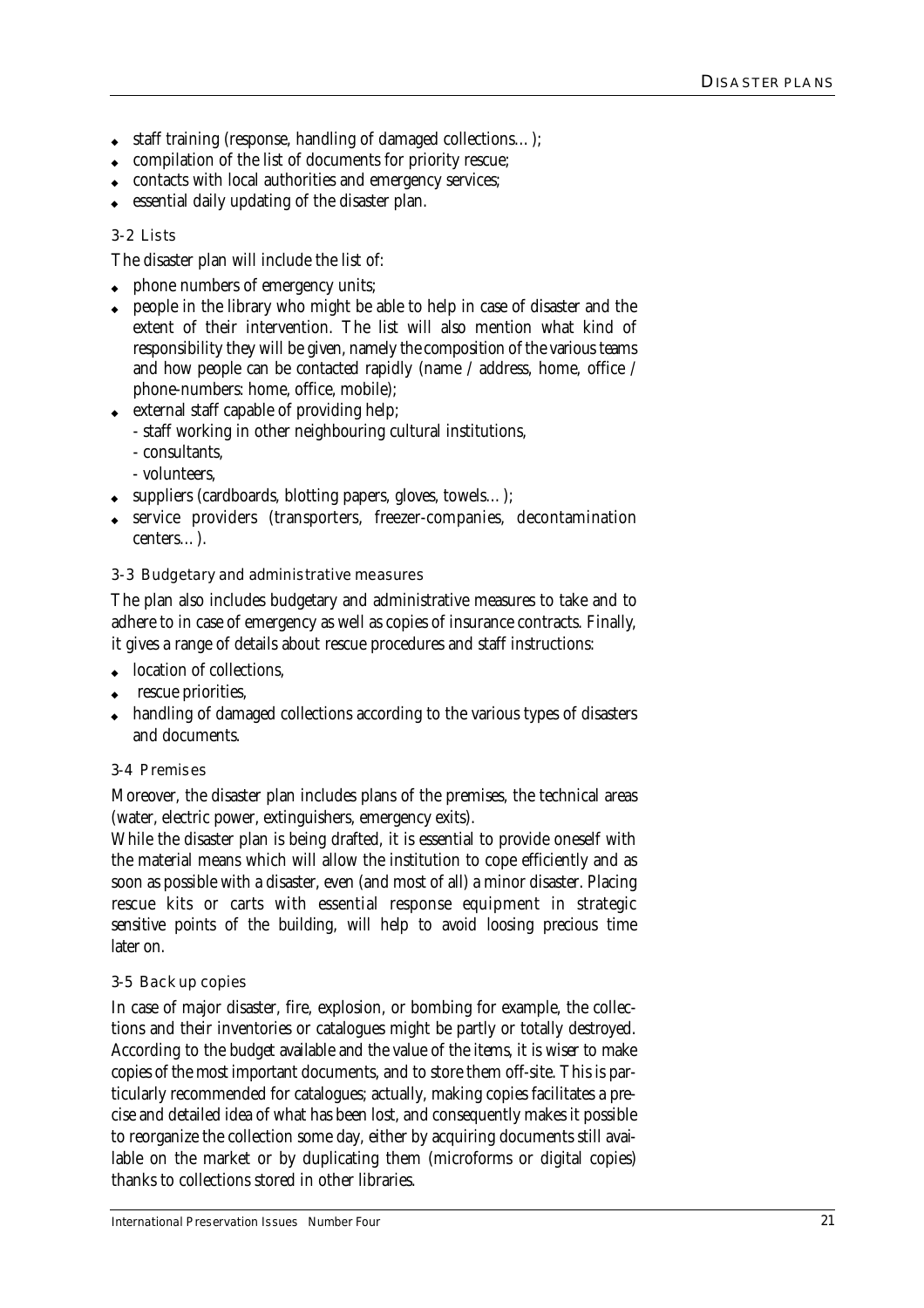- staff training (response, handling of damaged collections…);
- compilation of the list of documents for priority rescue;
- contacts with local authorities and emergency services;
- essential daily updating of the disaster plan.

### 3-2 Lists

The disaster plan will include the list of:

- phone numbers of emergency units;
- people in the library who might be able to help in case of disaster and the extent of their intervention. The list will also mention what kind of responsibility they will be given, namely the composition of the various teams and how people can be contacted rapidly (name / address, home, office / phone-numbers: home, office, mobile);
- external staff capable of providing help;
  - staff working in other neighbouring cultural institutions,
  - consultants,
  - volunteers,
- suppliers (cardboards, blotting papers, gloves, towels…);
- service providers (transporters, freezer-companies, decontamination centers…).

### 3-3 Budgetary and administrative measures

The plan also includes budgetary and administrative measures to take and to adhere to in case of emergency as well as copies of insurance contracts. Finally, it gives a range of details about rescue procedures and staff instructions:

- location of collections,
- rescue priorities,
- handling of damaged collections according to the various types of disasters and documents.

### 3-4 Premises

Moreover, the disaster plan includes plans of the premises, the technical areas (water, electric power, extinguishers, emergency exits).

While the disaster plan is being drafted, it is essential to provide oneself with the material means which will allow the institution to cope efficiently and as soon as possible with a disaster, even (and most of all) a minor disaster. Placing rescue kits or carts with essential response equipment in strategic sensitive points of the building, will help to avoid loosing precious time later on.

### 3-5 Back up copies

In case of major disaster, fire, explosion, or bombing for example, the collections and their inventories or catalogues might be partly or totally destroyed. According to the budget available and the value of the items, it is wiser to make copies of the most important documents, and to store them off-site. This is particularly recommended for catalogues; actually, making copies facilitates a precise and detailed idea of what has been lost, and consequently makes it possible to reorganize the collection some day, either by acquiring documents still available on the market or by duplicating them (microforms or digital copies) thanks to collections stored in other libraries.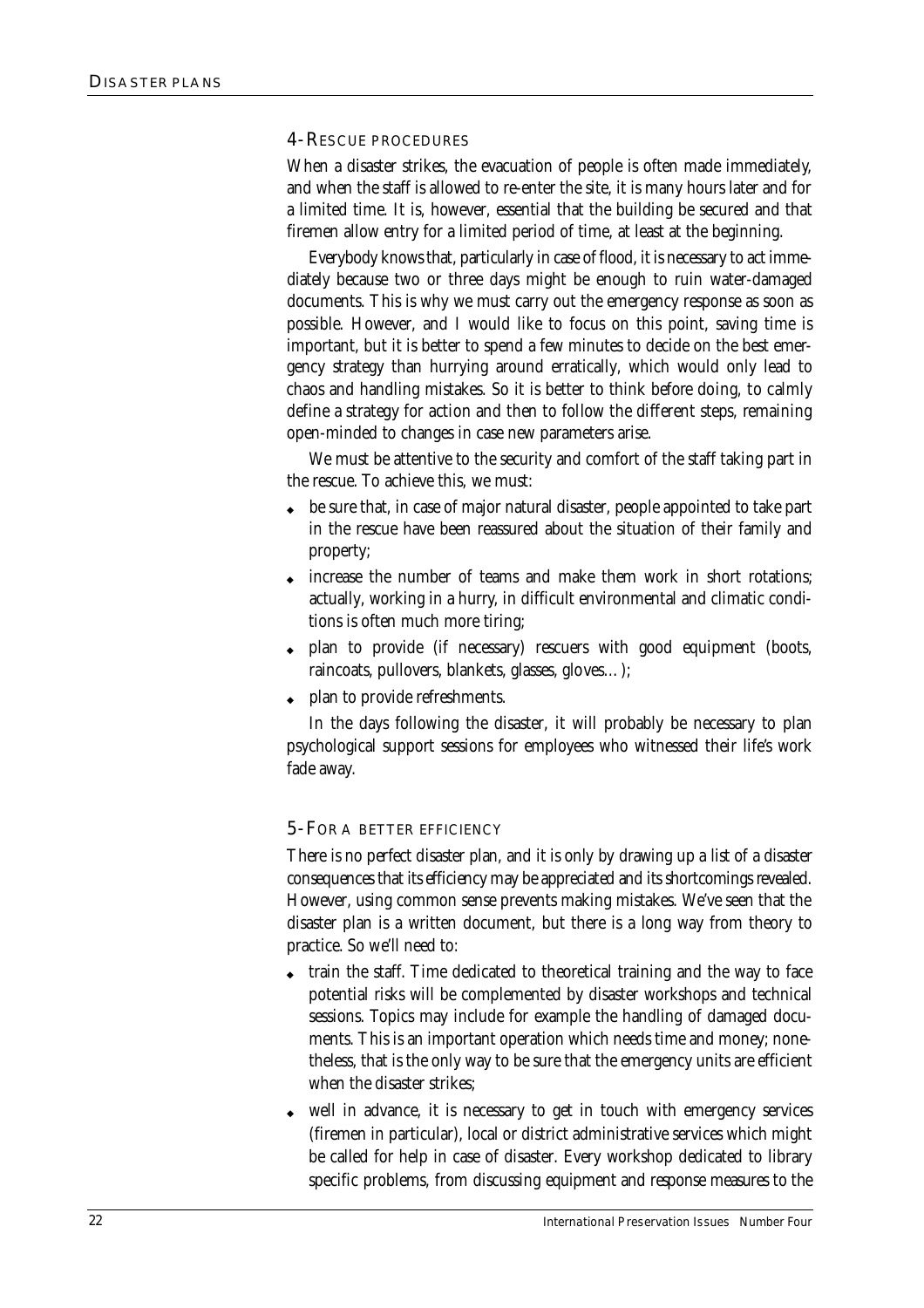## 4- Rescue procedures

When a disaster strikes, the evacuation of people is often made immediately, and when the staff is allowed to re-enter the site, it is many hours later and for a limited time. It is, however, essential that the building be secured and that firemen allow entry for a limited period of time, at least at the beginning.

Everybody knows that, particularly in case of flood, it is necessary to act immediately because two or three days might be enough to ruin water-damaged documents. This is why we must carry out the emergency response as soon as possible. However, and I would like to focus on this point, saving time is important, but it is better to spend a few minutes to decide on the best emergency strategy than hurrying around erratically, which would only lead to chaos and handling mistakes. So it is better to think before doing, to calmly define a strategy for action and then to follow the different steps, remaining open-minded to changes in case new parameters arise.

We must be attentive to the security and comfort of the staff taking part in the rescue. To achieve this, we must:

- be sure that, in case of major natural disaster, people appointed to take part in the rescue have been reassured about the situation of their family and property;
- increase the number of teams and make them work in short rotations; actually, working in a hurry, in difficult environmental and climatic conditions is often much more tiring;
- plan to provide (if necessary) rescuers with good equipment (boots, raincoats, pullovers, blankets, glasses, gloves…);
- plan to provide refreshments.

In the days following the disaster, it will probably be necessary to plan psychological support sessions for employees who witnessed their life's work fade away.

## 5- For a better efficiency

There is no perfect disaster plan, and it is only by drawing up a list of a disaster consequences that its efficiency may be appreciated and its shortcomings revealed. However, using common sense prevents making mistakes. We've seen that the disaster plan is a written document, but there is a long way from theory to practice. So we'll need to:

- train the staff. Time dedicated to theoretical training and the way to face potential risks will be complemented by disaster workshops and technical sessions. Topics may include for example the handling of damaged documents. This is an important operation which needs time and money; nonetheless, that is the only way to be sure that the emergency units are efficient when the disaster strikes;
- well in advance, it is necessary to get in touch with emergency services (firemen in particular), local or district administrative services which might be called for help in case of disaster. Every workshop dedicated to library specific problems, from discussing equipment and response measures to the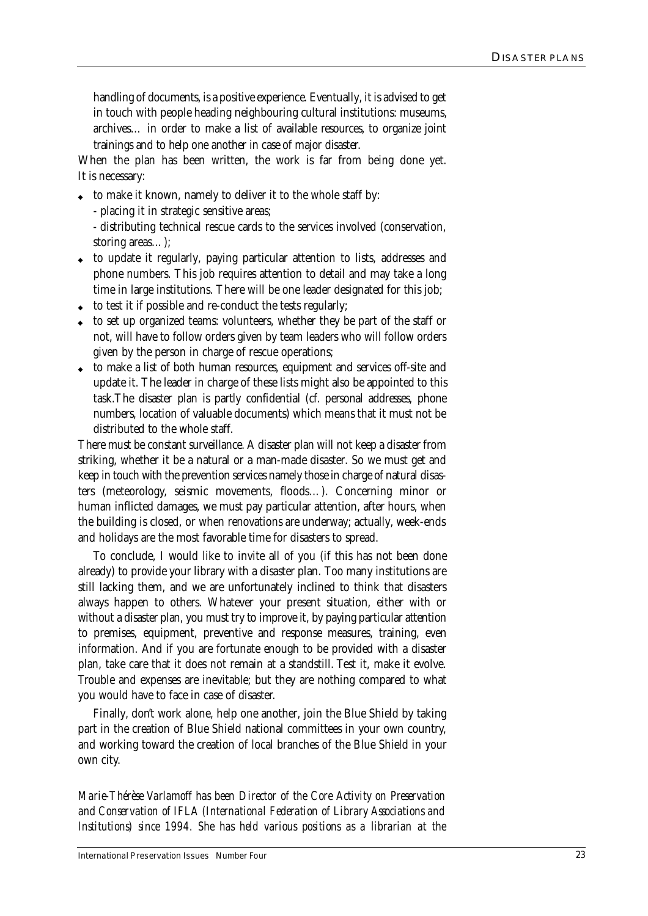handling of documents, is a positive experience. Eventually, it is advised to get in touch with people heading neighbouring cultural institutions: museums, archives… in order to make a list of available resources, to organize joint trainings and to help one another in case of major disaster.

When the plan has been written, the work is far from being done yet. It is necessary:

- to make it known, namely to deliver it to the whole staff by:
  - placing it in strategic sensitive areas;
  - distributing technical rescue cards to the services involved (conservation, storing areas…);
- to update it regularly, paying particular attention to lists, addresses and phone numbers. This job requires attention to detail and may take a long time in large institutions. There will be one leader designated for this job;
- to test it if possible and re-conduct the tests regularly;
- to set up organized teams: volunteers, whether they be part of the staff or not, will have to follow orders given by team leaders who will follow orders given by the person in charge of rescue operations;
- to make a list of both human resources, equipment and services off-site and update it. The leader in charge of these lists might also be appointed to this task.The disaster plan is partly confidential (cf. personal addresses, phone numbers, location of valuable documents) which means that it must not be distributed to the whole staff.

There must be constant surveillance. A disaster plan will not keep a disaster from striking, whether it be a natural or a man-made disaster. So we must get and keep in touch with the prevention services namely those in charge of natural disasters (meteorology, seismic movements, floods…). Concerning minor or human inflicted damages, we must pay particular attention, after hours, when the building is closed, or when renovations are underway; actually, week-ends and holidays are the most favorable time for disasters to spread.

To conclude, I would like to invite all of you (if this has not been done already) to provide your library with a disaster plan. Too many institutions are still lacking them, and we are unfortunately inclined to think that disasters always happen to others. Whatever your present situation, either with or without a disaster plan, you must try to improve it, by paying particular attention to premises, equipment, preventive and response measures, training, even information. And if you are fortunate enough to be provided with a disaster plan, take care that it does not remain at a standstill. Test it, make it evolve. Trouble and expenses are inevitable; but they are nothing compared to what you would have to face in case of disaster.

Finally, don't work alone, help one another, join the Blue Shield by taking part in the creation of Blue Shield national committees in your own country, and working toward the creation of local branches of the Blue Shield in your own city.

*Marie-Thérèse Varlamoff has been Director of the Core Activity on Preservation and Conservation of IFLA (International Federation of Library Associations and Institutions) since 1994. She has held various positions as a librarian at the*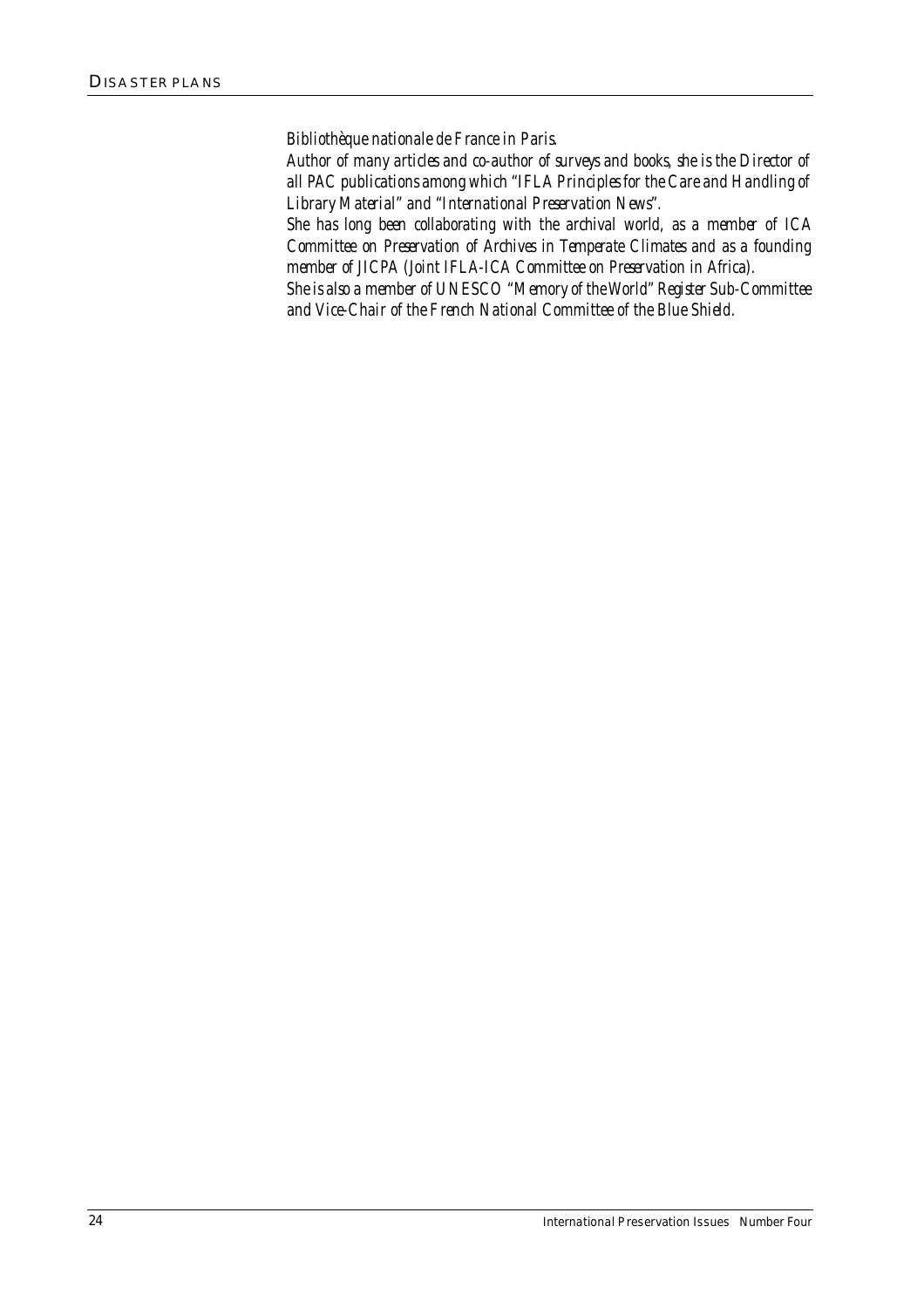*Bibliothèque nationale de France in Paris.*

*Author of many articles and co-author of surveys and books, she is the Director of all PAC publications among which "IFLA Principles for the Care and Handling of Library Material" and "International Preservation News".*

*She has long been collaborating with the archival world, as a member of ICA Committee on Preservation of Archives in Temperate Climates and as a founding member of JICPA (Joint IFLA-ICA Committee on Preservation in Africa).*

*She is also a member of UNESCO "Memory of the World" Register Sub-Committee and Vice-Chair of the French National Committee of the Blue Shield.*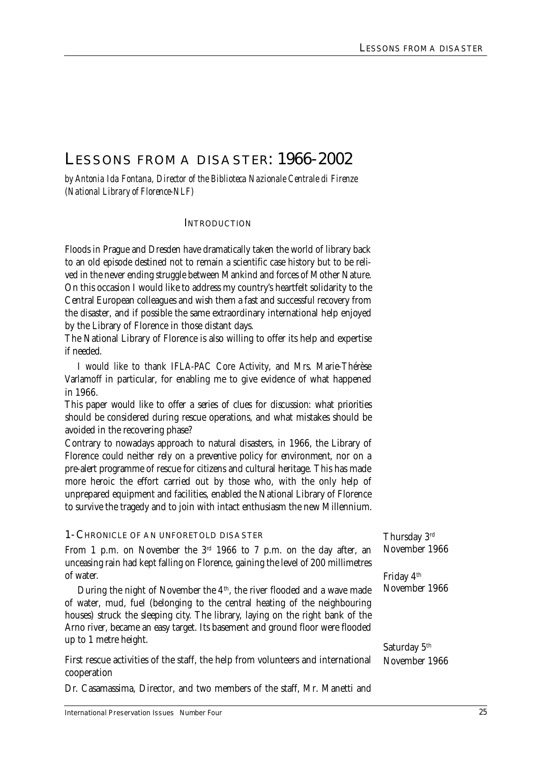# Lessons from a disaster: 1966-2002

*by Antonia Ida Fontana, Director of the Biblioteca Nazionale Centrale di Firenze (National Library of Florence-NLF)*

## Introduction

Floods in Prague and Dresden have dramatically taken the world of library back to an old episode destined not to remain a scientific case history but to be relived in the never ending struggle between Mankind and forces of Mother Nature. On this occasion I would like to address my country's heartfelt solidarity to the Central European colleagues and wish them a fast and successful recovery from the disaster, and if possible the same extraordinary international help enjoyed by the Library of Florence in those distant days.

The National Library of Florence is also willing to offer its help and expertise if needed.

I would like to thank IFLA-PAC Core Activity, and Mrs. Marie-Thérèse Varlamoff in particular, for enabling me to give evidence of what happened in 1966.

This paper would like to offer a series of clues for discussion: what priorities should be considered during rescue operations, and what mistakes should be avoided in the recovering phase?

Contrary to nowadays approach to natural disasters, in 1966, the Library of Florence could neither rely on a preventive policy for environment, nor on a pre-alert programme of rescue for citizens and cultural heritage. This has made more heroic the effort carried out by those who, with the only help of unprepared equipment and facilities, enabled the National Library of Florence to survive the tragedy and to join with intact enthusiasm the new Millennium.

## 1- Chronicle of an unforetold disaster

*Thursday 3rd November 1966*

From 1 p.m. on November the 3rd 1966 to 7 p.m. on the day after, an unceasing rain had kept falling on Florence, gaining the level of 200 millimetres of water.

*Friday 4th November 1966*

During the night of November the 4th, the river flooded and a wave made of water, mud, fuel (belonging to the central heating of the neighbouring houses) struck the sleeping city. The library, laying on the right bank of the Arno river, became an easy target. Its basement and ground floor were flooded up to 1 metre height.

*Saturday 5th November 1966*

First rescue activities of the staff, the help from volunteers and international cooperation

Dr. Casamassima, Director, and two members of the staff, Mr. Manetti and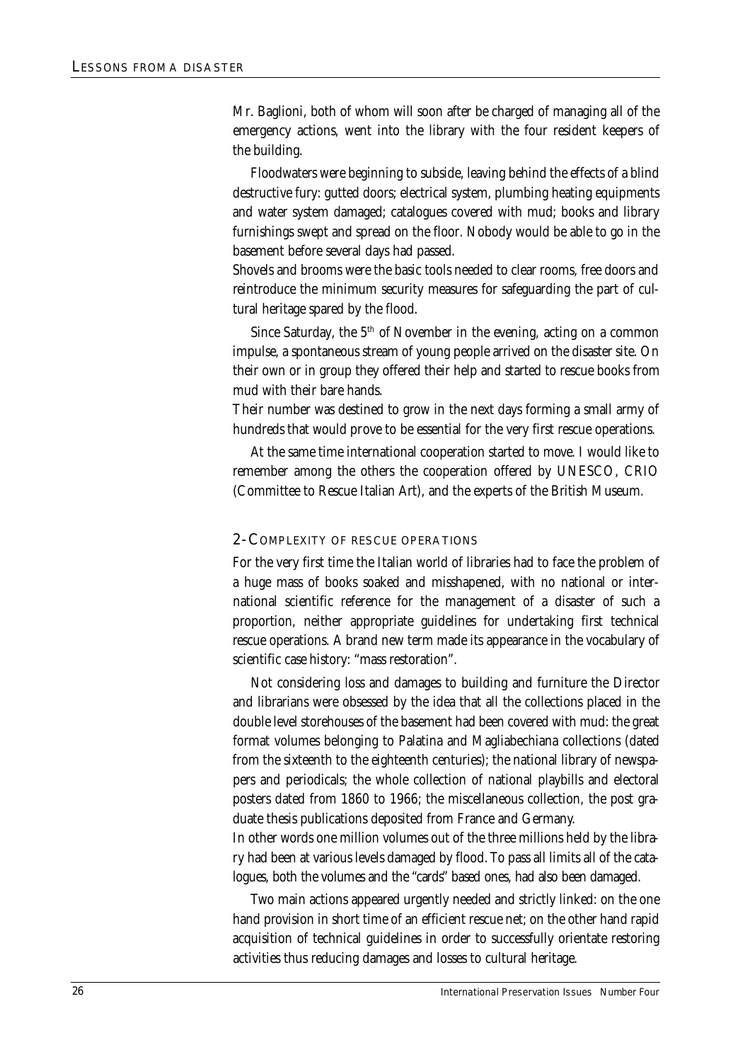Mr. Baglioni, both of whom will soon after be charged of managing all of the emergency actions, went into the library with the four resident keepers of the building.

Floodwaters were beginning to subside, leaving behind the effects of a blind destructive fury: gutted doors; electrical system, plumbing heating equipments and water system damaged; catalogues covered with mud; books and library furnishings swept and spread on the floor. Nobody would be able to go in the basement before several days had passed.

Shovels and brooms were the basic tools needed to clear rooms, free doors and reintroduce the minimum security measures for safeguarding the part of cultural heritage spared by the flood.

Since Saturday, the 5th of November in the evening, acting on a common impulse, a spontaneous stream of young people arrived on the disaster site. On their own or in group they offered their help and started to rescue books from mud with their bare hands.

Their number was destined to grow in the next days forming a small army of hundreds that would prove to be essential for the very first rescue operations.

At the same time international cooperation started to move. I would like to remember among the others the cooperation offered by UNESCO, CRIO (Committee to Rescue Italian Art), and the experts of the British Museum.

## 2- Complexity of rescue operations

For the very first time the Italian world of libraries had to face the problem of a huge mass of books soaked and misshapened, with no national or international scientific reference for the management of a disaster of such a proportion, neither appropriate guidelines for undertaking first technical rescue operations. A brand new term made its appearance in the vocabulary of scientific case history: "mass restoration".

Not considering loss and damages to building and furniture the Director and librarians were obsessed by the idea that all the collections placed in the double level storehouses of the basement had been covered with mud: the great format volumes belonging to Palatina and Magliabechiana collections (dated from the sixteenth to the eighteenth centuries); the national library of newspapers and periodicals; the whole collection of national playbills and electoral posters dated from 1860 to 1966; the miscellaneous collection, the post graduate thesis publications deposited from France and Germany.

In other words one million volumes out of the three millions held by the library had been at various levels damaged by flood. To pass all limits all of the catalogues, both the volumes and the "cards" based ones, had also been damaged.

Two main actions appeared urgently needed and strictly linked: on the one hand provision in short time of an efficient rescue net; on the other hand rapid acquisition of technical guidelines in order to successfully orientate restoring activities thus reducing damages and losses to cultural heritage.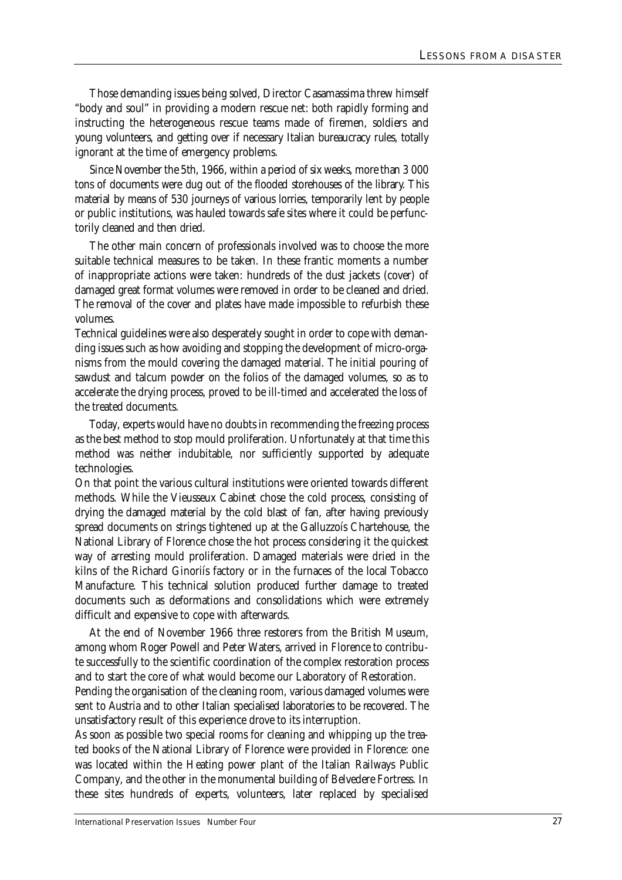Those demanding issues being solved, Director Casamassima threw himself "body and soul" in providing a modern rescue net: both rapidly forming and instructing the heterogeneous rescue teams made of firemen, soldiers and young volunteers, and getting over if necessary Italian bureaucracy rules, totally ignorant at the time of emergency problems.

Since November the 5th, 1966, within a period of six weeks, more than 3 000 tons of documents were dug out of the flooded storehouses of the library. This material by means of 530 journeys of various lorries, temporarily lent by people or public institutions, was hauled towards safe sites where it could be perfunctorily cleaned and then dried.

The other main concern of professionals involved was to choose the more suitable technical measures to be taken. In these frantic moments a number of inappropriate actions were taken: hundreds of the dust jackets (cover) of damaged great format volumes were removed in order to be cleaned and dried. The removal of the cover and plates have made impossible to refurbish these volumes.

Technical guidelines were also desperately sought in order to cope with demanding issues such as how avoiding and stopping the development of micro-organisms from the mould covering the damaged material. The initial pouring of sawdust and talcum powder on the folios of the damaged volumes, so as to accelerate the drying process, proved to be ill-timed and accelerated the loss of the treated documents.

Today, experts would have no doubts in recommending the freezing process as the best method to stop mould proliferation. Unfortunately at that time this method was neither indubitable, nor sufficiently supported by adequate technologies.

On that point the various cultural institutions were oriented towards different methods. While the Vieusseux Cabinet chose the cold process, consisting of drying the damaged material by the cold blast of fan, after having previously spread documents on strings tightened up at the Galluzzoís Chartehouse, the National Library of Florence chose the hot process considering it the quickest way of arresting mould proliferation. Damaged materials were dried in the kilns of the Richard Ginoriís factory or in the furnaces of the local Tobacco Manufacture. This technical solution produced further damage to treated documents such as deformations and consolidations which were extremely difficult and expensive to cope with afterwards.

At the end of November 1966 three restorers from the British Museum, among whom Roger Powell and Peter Waters, arrived in Florence to contribute successfully to the scientific coordination of the complex restoration process and to start the core of what would become our Laboratory of Restoration.

Pending the organisation of the cleaning room, various damaged volumes were sent to Austria and to other Italian specialised laboratories to be recovered. The unsatisfactory result of this experience drove to its interruption.

As soon as possible two special rooms for cleaning and whipping up the treated books of the National Library of Florence were provided in Florence: one was located within the Heating power plant of the Italian Railways Public Company, and the other in the monumental building of Belvedere Fortress. In these sites hundreds of experts, volunteers, later replaced by specialised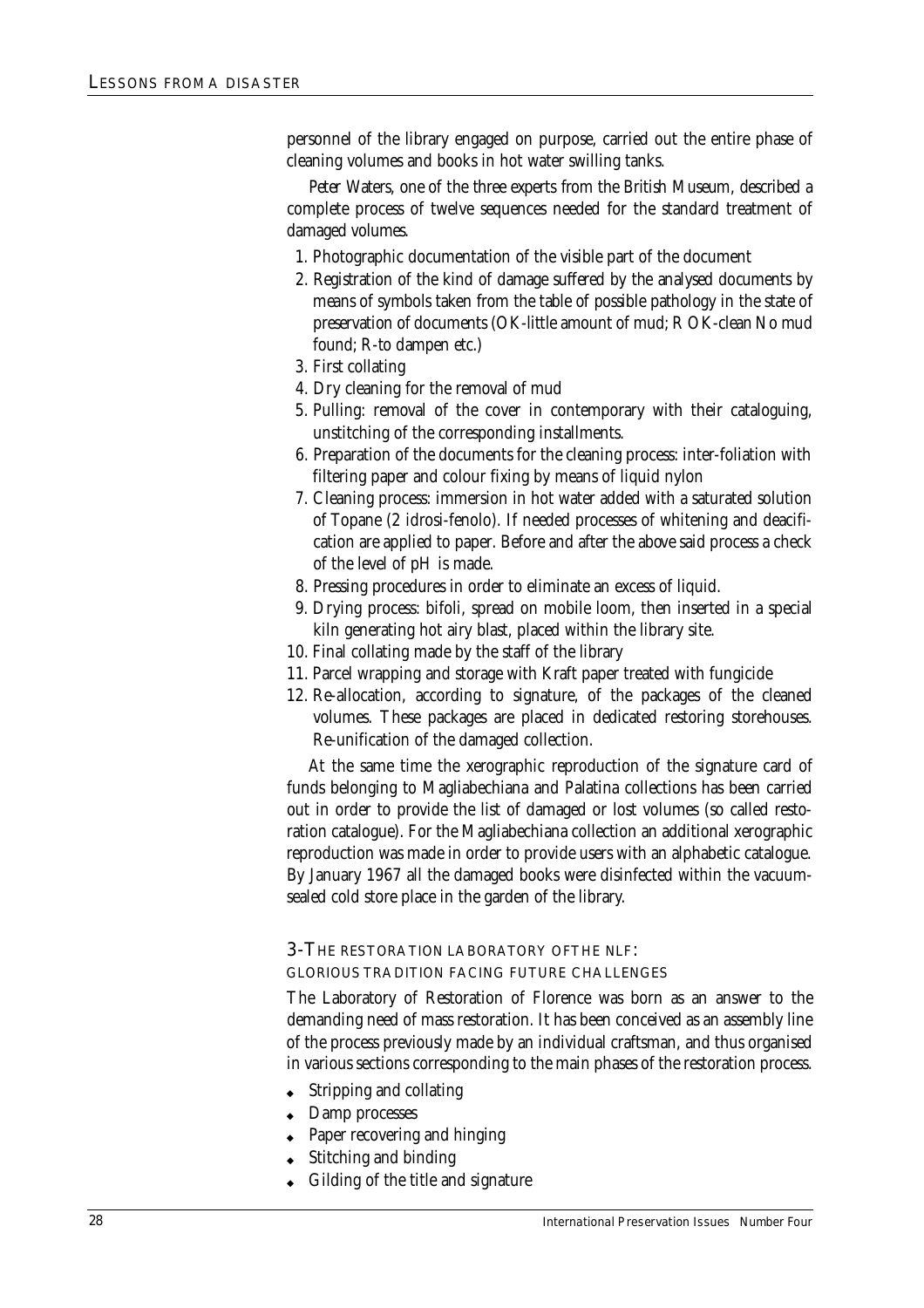personnel of the library engaged on purpose, carried out the entire phase of cleaning volumes and books in hot water swilling tanks.

Peter Waters, one of the three experts from the British Museum, described a complete process of twelve sequences needed for the standard treatment of damaged volumes.

1. Photographic documentation of the visible part of the document
2. Registration of the kind of damage suffered by the analysed documents by means of symbols taken from the table of possible pathology in the state of preservation of documents (OK-little amount of mud; R OK-clean No mud found; R-to dampen etc.)
3. First collating
4. Dry cleaning for the removal of mud
5. Pulling: removal of the cover in contemporary with their cataloguing, unstitching of the corresponding installments.
6. Preparation of the documents for the cleaning process: inter-foliation with filtering paper and colour fixing by means of liquid nylon
7. Cleaning process: immersion in hot water added with a saturated solution of Topane (2 idrosi-fenolo). If needed processes of whitening and deacification are applied to paper. Before and after the above said process a check of the level of pH is made.
8. Pressing procedures in order to eliminate an excess of liquid.
9. Drying process: bifoli, spread on mobile loom, then inserted in a special kiln generating hot airy blast, placed within the library site.
10. Final collating made by the staff of the library
11. Parcel wrapping and storage with Kraft paper treated with fungicide
12. Re-allocation, according to signature, of the packages of the cleaned volumes. These packages are placed in dedicated restoring storehouses. Re-unification of the damaged collection.

At the same time the xerographic reproduction of the signature card of funds belonging to Magliabechiana and Palatina collections has been carried out in order to provide the list of damaged or lost volumes (so called restoration catalogue). For the Magliabechiana collection an additional xerographic reproduction was made in order to provide users with an alphabetic catalogue. By January 1967 all the damaged books were disinfected within the vacuum-sealed cold store place in the garden of the library.

## 3-THE RESTORATION LABORATORY OF THE NLF: GLORIOUS TRADITION FACING FUTURE CHALLENGES

The Laboratory of Restoration of Florence was born as an answer to the demanding need of mass restoration. It has been conceived as an assembly line of the process previously made by an individual craftsman, and thus organised in various sections corresponding to the main phases of the restoration process.

- Stripping and collating
- Damp processes
- Paper recovering and hinging
- Stitching and binding
- Gilding of the title and signature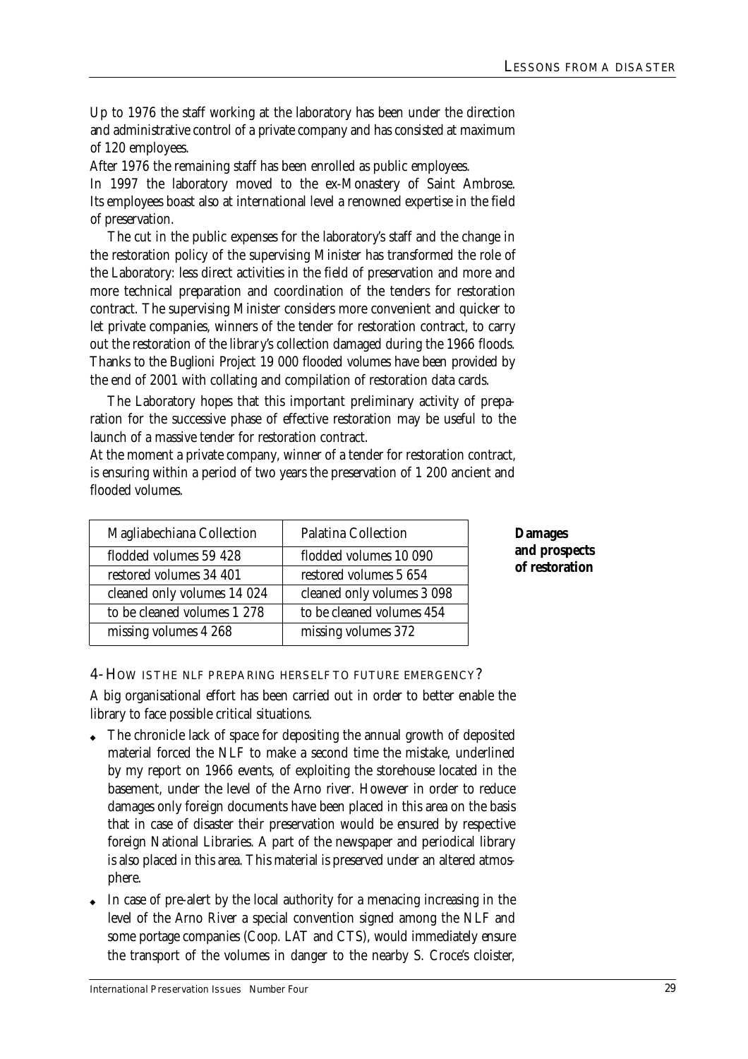Up to 1976 the staff working at the laboratory has been under the direction and administrative control of a private company and has consisted at maximum of 120 employees.

After 1976 the remaining staff has been enrolled as public employees.

In 1997 the laboratory moved to the ex-Monastery of Saint Ambrose. Its employees boast also at international level a renowned expertise in the field of preservation.

The cut in the public expenses for the laboratory's staff and the change in the restoration policy of the supervising Minister has transformed the role of the Laboratory: less direct activities in the field of preservation and more and more technical preparation and coordination of the tenders for restoration contract. The supervising Minister considers more convenient and quicker to let private companies, winners of the tender for restoration contract, to carry out the restoration of the library's collection damaged during the 1966 floods. Thanks to the Buglioni Project 19 000 flooded volumes have been provided by the end of 2001 with collating and compilation of restoration data cards.

The Laboratory hopes that this important preliminary activity of preparation for the successive phase of effective restoration may be useful to the launch of a massive tender for restoration contract.

At the moment a private company, winner of a tender for restoration contract, is ensuring within a period of two years the preservation of 1 200 ancient and flooded volumes.

**Damages and prospects of restoration**

| Magliabechiana Collection | Palatina Collection |
|---|---|
| flodded volumes 59 428 | flodded volumes 10 090 |
| restored volumes 34 401 | restored volumes 5 654 |
| cleaned only volumes 14 024 | cleaned only volumes 3 098 |
| to be cleaned volumes 1 278 | to be cleaned volumes 454 |
| missing volumes 4 268 | missing volumes 372 |

## 4- How is the NLF preparing herself to future emergency?

A big organisational effort has been carried out in order to better enable the library to face possible critical situations.

- The chronicle lack of space for depositing the annual growth of deposited material forced the NLF to make a second time the mistake, underlined by my report on 1966 events, of exploiting the storehouse located in the basement, under the level of the Arno river. However in order to reduce damages only foreign documents have been placed in this area on the basis that in case of disaster their preservation would be ensured by respective foreign National Libraries. A part of the newspaper and periodical library is also placed in this area. This material is preserved under an altered atmosphere.
- In case of pre-alert by the local authority for a menacing increasing in the level of the Arno River a special convention signed among the NLF and some portage companies (Coop. LAT and CTS), would immediately ensure the transport of the volumes in danger to the nearby S. Croce's cloister,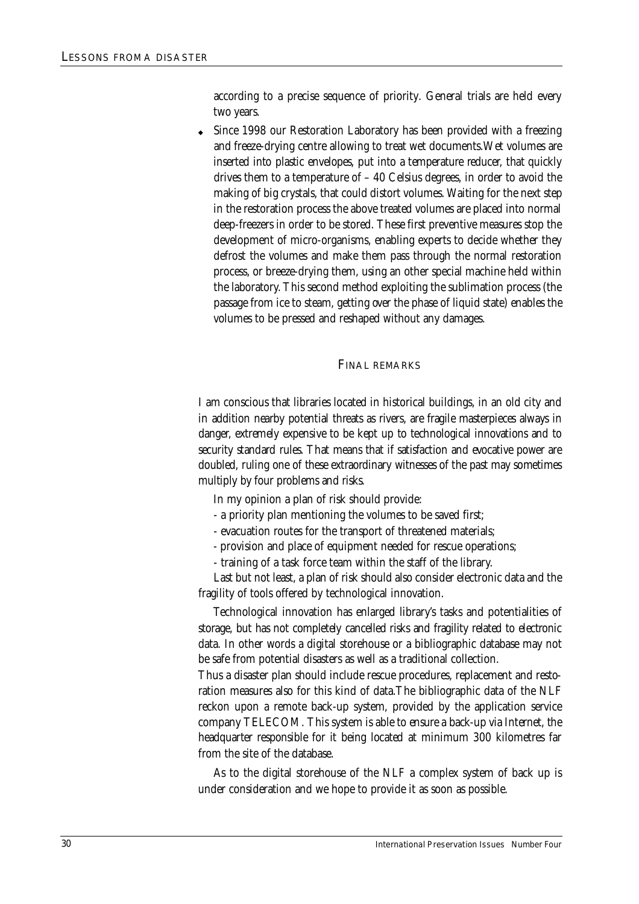according to a precise sequence of priority. General trials are held every two years.

- Since 1998 our Restoration Laboratory has been provided with a freezing and freeze-drying centre allowing to treat wet documents.Wet volumes are inserted into plastic envelopes, put into a temperature reducer, that quickly drives them to a temperature of – 40 Celsius degrees, in order to avoid the making of big crystals, that could distort volumes. Waiting for the next step in the restoration process the above treated volumes are placed into normal deep-freezers in order to be stored. These first preventive measures stop the development of micro-organisms, enabling experts to decide whether they defrost the volumes and make them pass through the normal restoration process, or breeze-drying them, using an other special machine held within the laboratory. This second method exploiting the sublimation process (the passage from ice to steam, getting over the phase of liquid state) enables the volumes to be pressed and reshaped without any damages.

## FINAL REMARKS

I am conscious that libraries located in historical buildings, in an old city and in addition nearby potential threats as rivers, are fragile masterpieces always in danger, extremely expensive to be kept up to technological innovations and to security standard rules. That means that if satisfaction and evocative power are doubled, ruling one of these extraordinary witnesses of the past may sometimes multiply by four problems and risks.

In my opinion a plan of risk should provide:

- a priority plan mentioning the volumes to be saved first;
- evacuation routes for the transport of threatened materials;
- provision and place of equipment needed for rescue operations;
- training of a task force team within the staff of the library.

Last but not least, a plan of risk should also consider electronic data and the fragility of tools offered by technological innovation.

Technological innovation has enlarged library's tasks and potentialities of storage, but has not completely cancelled risks and fragility related to electronic data. In other words a digital storehouse or a bibliographic database may not be safe from potential disasters as well as a traditional collection.

Thus a disaster plan should include rescue procedures, replacement and restoration measures also for this kind of data.The bibliographic data of the NLF reckon upon a remote back-up system, provided by the application service company TELECOM. This system is able to ensure a back-up via Internet, the headquarter responsible for it being located at minimum 300 kilometres far from the site of the database.

As to the digital storehouse of the NLF a complex system of back up is under consideration and we hope to provide it as soon as possible.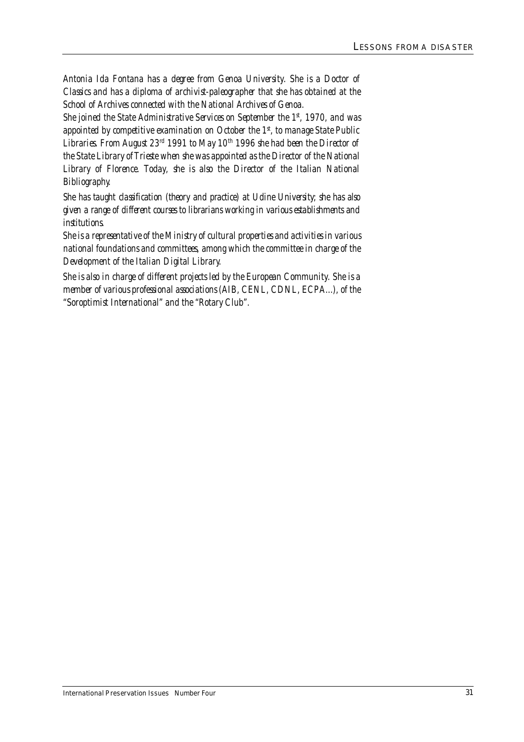*Antonia Ida Fontana has a degree from Genoa University. She is a Doctor of Classics and has a diploma of archivist-paleographer that she has obtained at the School of Archives connected with the National Archives of Genoa.*

*She joined the State Administrative Services on September the 1st, 1970, and was appointed by competitive examination on October the 1st, to manage State Public Libraries. From August 23rd 1991 to May 10th 1996 she had been the Director of the State Library of Trieste when she was appointed as the Director of the National Library of Florence. Today, she is also the Director of the Italian National Bibliography.*

*She has taught classification (theory and practice) at Udine University; she has also given a range of different courses to librarians working in various establishments and institutions.*

*She is a representative of the Ministry of cultural properties and activities in various national foundations and committees, among which the committee in charge of the Development of the Italian Digital Library.*

*She is also in charge of different projects led by the European Community. She is a member of various professional associations (AIB, CENL, CDNL, ECPA...), of the "Soroptimist International" and the "Rotary Club".*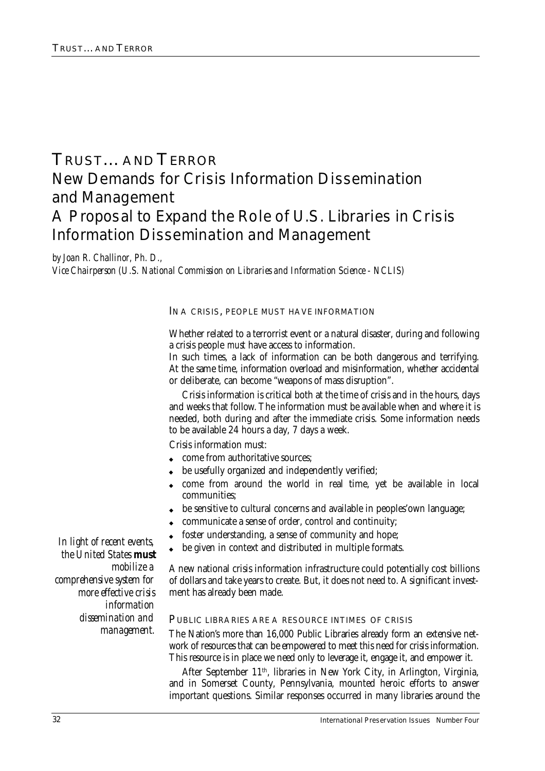# TRUST… AND TERROR

## New Demands for Crisis Information Dissemination and Management

## A Proposal to Expand the Role of U.S. Libraries in Crisis Information Dissemination and Management

*by Joan R. Challinor, Ph. D.,*
*Vice Chairperson (U.S. National Commission on Libraries and Information Science - NCLIS)*

### IN A CRISIS, PEOPLE MUST HAVE INFORMATION

Whether related to a terrorrist event or a natural disaster, during and following a crisis people *must* have access to information.

In such times, a lack of information can be both dangerous and terrifying. At the same time, information overload and misinformation, whether accidental or deliberate, can become "weapons of mass disruption".

Crisis information is critical both at the time of crisis and in the hours, days and weeks that follow. The information must be available when and where it is needed, both during and after the immediate crisis. Some information needs to be available 24 hours a day, 7 days a week.

Crisis information must:

- come from authoritative sources;
- be usefully organized and independently verified;
- come from around the world in real time, yet be available in local communities;
- be sensitive to cultural concerns and available in peoples'own language;
- communicate a sense of order, control and continuity;
- foster understanding, a sense of community and hope;
- be given in context and distributed in multiple formats.

A new national crisis information infrastructure could potentially cost billions of dollars and take years to create. But, it does not need to. A significant investment has already been made.

*In light of recent events, the United States* ***must*** *mobilize a comprehensive system for more effective crisis information dissemination and management.*

### PUBLIC LIBRARIES ARE A RESOURCE INTIMES OF CRISIS

The Nation's more than 16,000 Public Libraries already form an extensive network of resources that can be empowered to meet this need for crisis information. This resource is in place we need only to leverage it, engage it, and empower it.

After September 11th, libraries in New York City, in Arlington, Virginia, and in Somerset County, Pennsylvania, mounted heroic efforts to answer important questions. Similar responses occurred in many libraries around the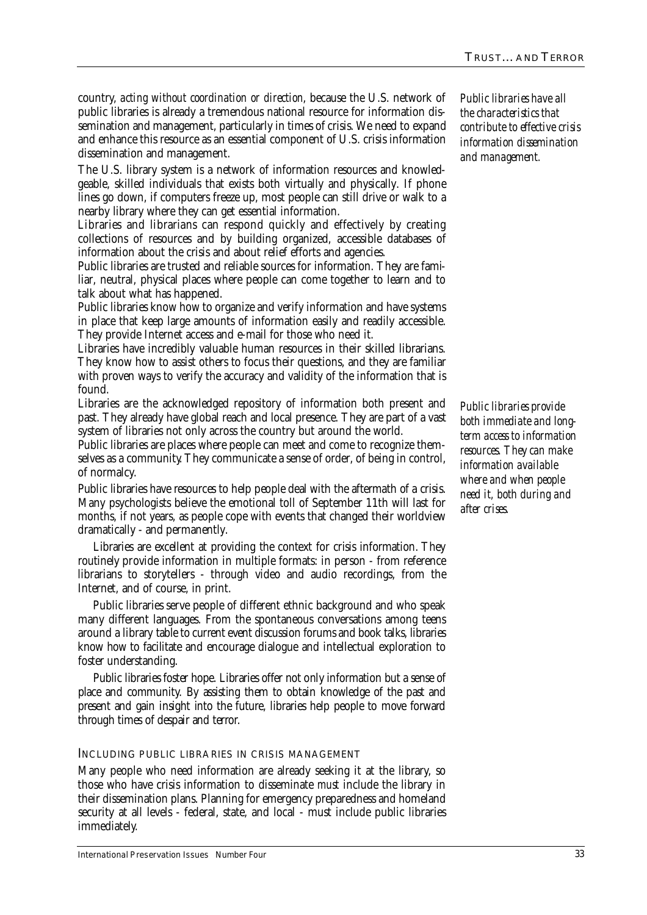country, *acting without coordination or direction*, because the U.S. network of public libraries is already a tremendous national resource for information dissemination and management, particularly in times of crisis. We need to expand and enhance this resource as an essential component of U.S. crisis information dissemination and management.

*Public libraries have all the characteristics that contribute to effective crisis information dissemination and management.*

The U.S. library system is a network of information resources and knowledgeable, skilled individuals that exists both virtually and physically. If phone lines go down, if computers freeze up, most people can still drive or walk to a nearby library where they can get essential information.

Libraries and librarians can respond quickly and effectively by creating collections of resources and by building organized, accessible databases of information about the crisis and about relief efforts and agencies.

Public libraries are trusted and reliable sources for information. They are familiar, neutral, physical places where people can come together to learn and to talk about what has happened.

Public libraries know how to organize and verify information and have systems in place that keep large amounts of information easily and readily accessible. They provide Internet access and e-mail for those who need it.

Libraries have incredibly valuable human resources in their skilled librarians. They know how to assist others to focus their questions, and they are familiar with proven ways to verify the accuracy and validity of the information that is found.

Libraries are the acknowledged repository of information both present and past. They already have global reach and local presence. They are part of a vast system of libraries not only across the country but around the world.

*Public libraries provide both immediate and long-term access to information resources. They can make information available where and when people need it, both during and after crises.*

Public libraries are places where people can meet and come to recognize themselves as a community. They communicate a sense of order, of being in control, of normalcy.

Public libraries have resources to help people deal with the aftermath of a crisis. Many psychologists believe the emotional toll of September 11th will last for months, if not years, as people cope with events that changed their worldview dramatically - and permanently.

Libraries are excellent at providing the context for crisis information. They routinely provide information in multiple formats: in person - from reference librarians to storytellers - through video and audio recordings, from the Internet, and of course, in print.

Public libraries serve people of different ethnic background and who speak many different languages. From the spontaneous conversations among teens around a library table to current event discussion forums and book talks, libraries know how to facilitate and encourage dialogue and intellectual exploration to foster understanding.

Public libraries foster hope. Libraries offer not only information but a sense of place and community. By assisting them to obtain knowledge of the past and present and gain insight into the future, libraries help people to move forward through times of despair and terror.

## INCLUDING PUBLIC LIBRARIES IN CRISIS MANAGEMENT

Many people who need information are already seeking it at the library, so those who have crisis information to disseminate *must* include the library in their dissemination plans. Planning for emergency preparedness and homeland security at all levels - federal, state, and local - must include public libraries immediately.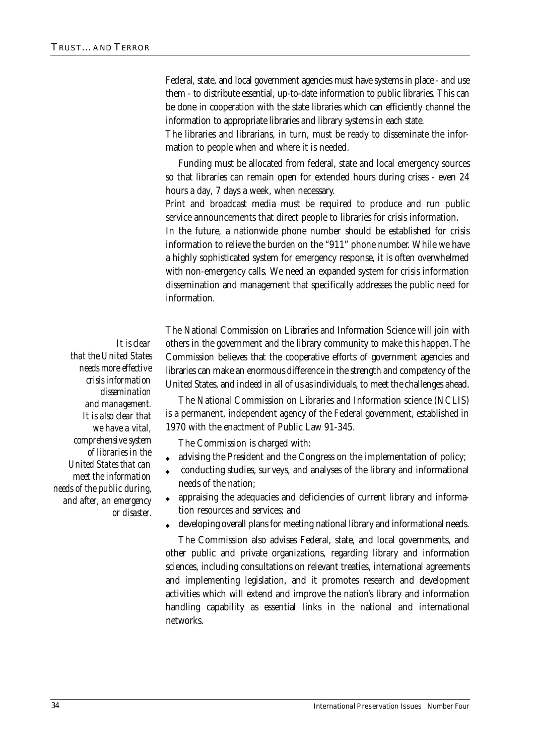Federal, state, and local government agencies must have systems in place - and use them - to distribute essential, up-to-date information to public libraries. This can be done in cooperation with the state libraries which can efficiently channel the information to appropriate libraries and library systems in each state.

The libraries and librarians, in turn, must be ready to disseminate the information to people when and where it is needed.

Funding must be allocated from federal, state and local emergency sources so that libraries can remain open for extended hours during crises - even 24 hours a day, 7 days a week, when necessary.

Print and broadcast media must be required to produce and run public service announcements that direct people to libraries for crisis information.

In the future, a nationwide phone number should be established for crisis information to relieve the burden on the "911" phone number. While we have a highly sophisticated system for emergency response, it is often overwhelmed with non-emergency calls. We need an expanded system for crisis information dissemination and management that specifically addresses the public need for information.

*It is clear that the United States needs more effective crisis information dissemination and management. It is also clear that we have a vital, comprehensive system of libraries in the United States that can meet the information needs of the public during, and after, an emergency or disaster.*

The National Commission on Libraries and Information Science will join with others in the government and the library community to make this happen. The Commission believes that the cooperative efforts of government agencies and libraries can make an enormous difference in the strength and competency of the United States, and indeed in all of us as individuals, to meet the challenges ahead.

The National Commission on Libraries and Information science (NCLIS) is a permanent, independent agency of the Federal government, established in 1970 with the enactment of Public Law 91-345.

The Commission is charged with:

- advising the President and the Congress on the implementation of policy;
- conducting studies, surveys, and analyses of the library and informational needs of the nation;
- appraising the adequacies and deficiencies of current library and information resources and services; and
- developing overall plans for meeting national library and informational needs.

The Commission also advises Federal, state, and local governments, and other public and private organizations, regarding library and information sciences, including consultations on relevant treaties, international agreements and implementing legislation, and it promotes research and development activities which will extend and improve the nation's library and information handling capability as essential links in the national and international networks.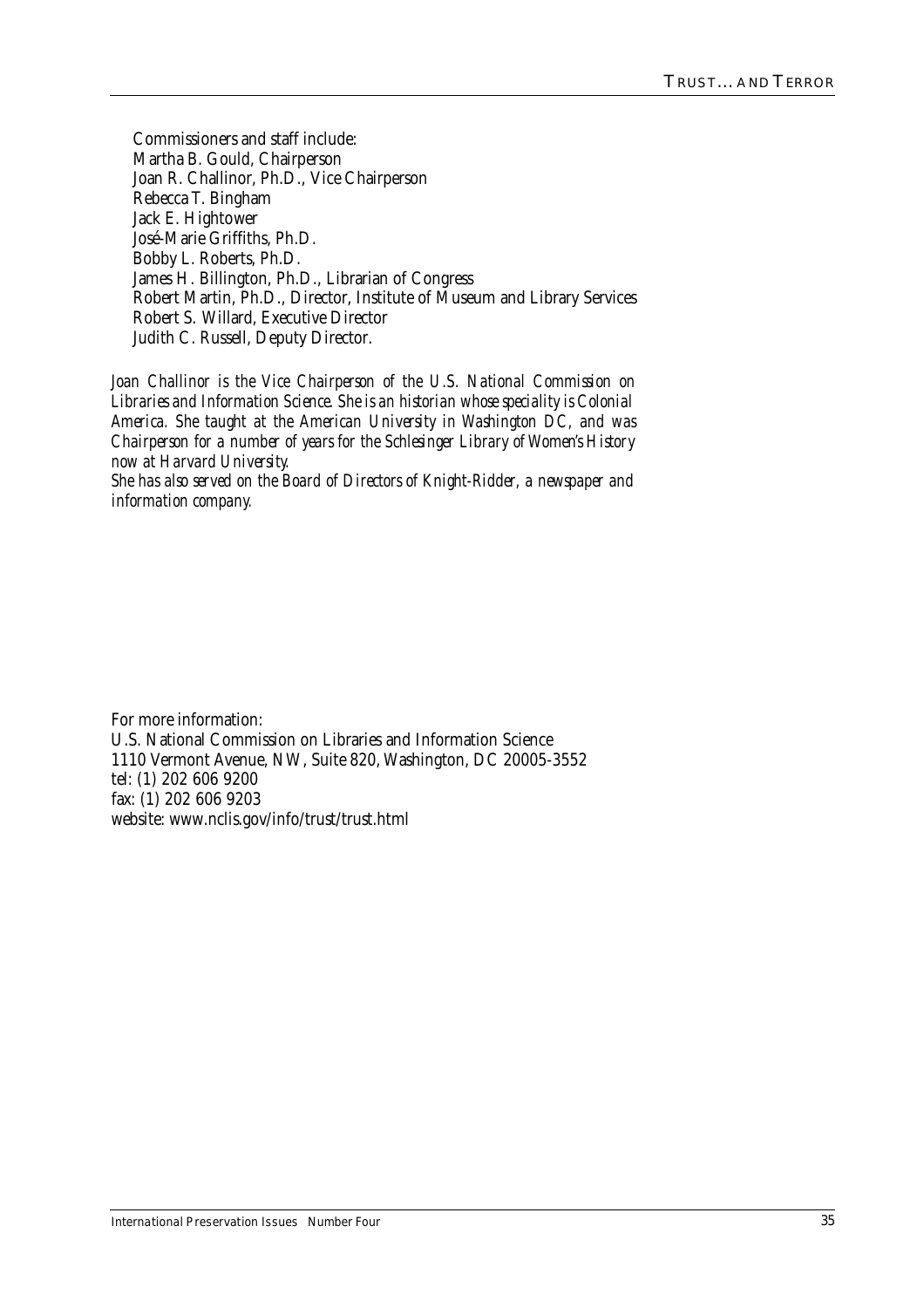Commissioners and staff include:
Martha B. Gould, Chairperson
Joan R. Challinor, Ph.D., Vice Chairperson
Rebecca T. Bingham
Jack E. Hightower
José-Marie Griffiths, Ph.D.
Bobby L. Roberts, Ph.D.
James H. Billington, Ph.D., Librarian of Congress
Robert Martin, Ph.D., Director, Institute of Museum and Library Services
Robert S. Willard, Executive Director
Judith C. Russell, Deputy Director.

*Joan Challinor is the Vice Chairperson of the U.S. National Commission on Libraries and Information Science. She is an historian whose speciality is Colonial America. She taught at the American University in Washington DC, and was Chairperson for a number of years for the Schlesinger Library of Women's History now at Harvard University.*
*She has also served on the Board of Directors of Knight-Ridder, a newspaper and information company.*

For more information:
U.S. National Commission on Libraries and Information Science
1110 Vermont Avenue, NW, Suite 820, Washington, DC 20005-3552
tel: (1) 202 606 9200
fax: (1) 202 606 9203
website: www.nclis.gov/info/trust/trust.html